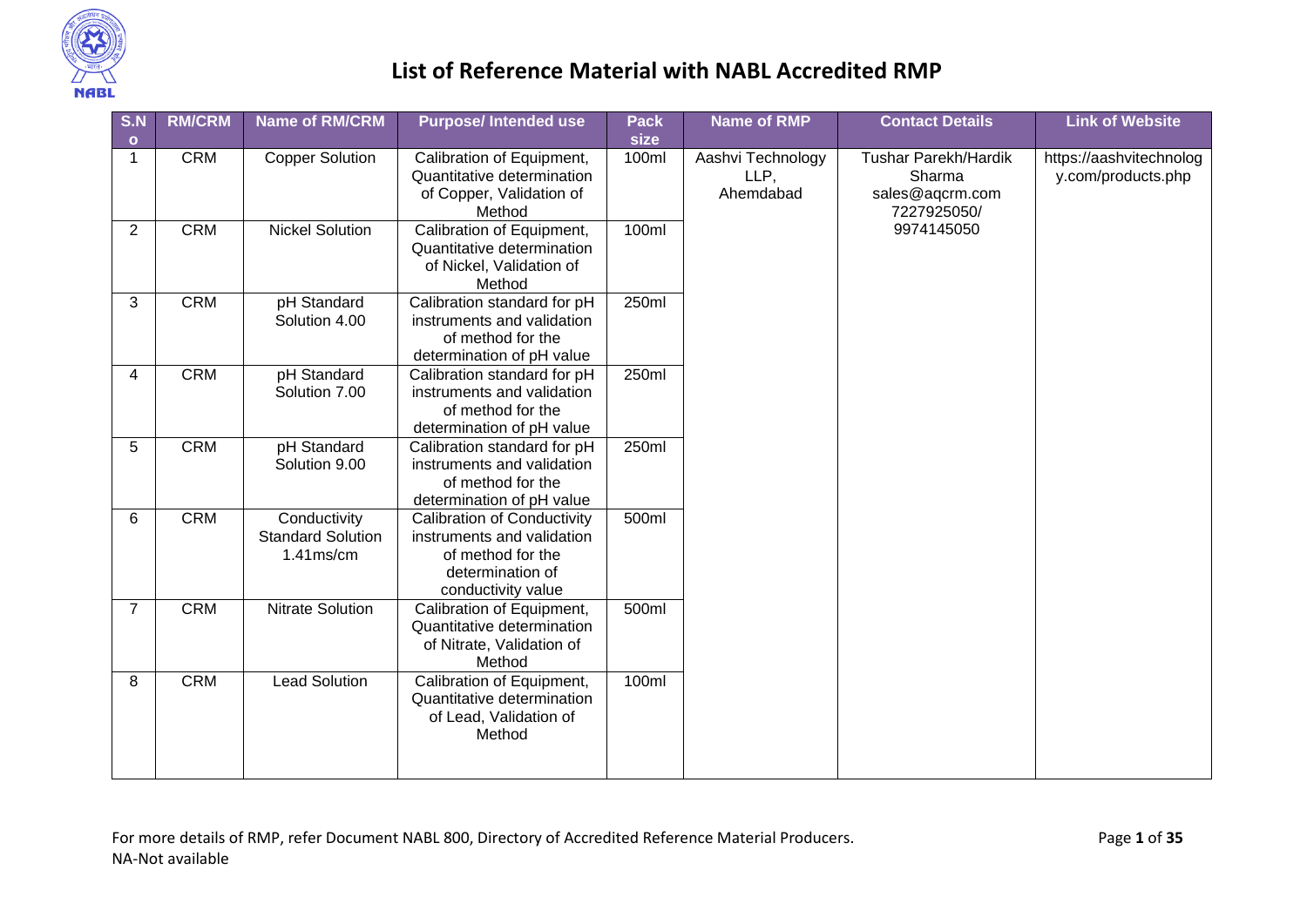# List of Reference Material with NABL Accredited RMP

| S.No | RM/CRM | Name of RM/CRM | Purpose/ Intended use | Pack size | Name of RMP | Contact Details | Link of Website |
|---|---|---|---|---|---|---|---|
| 1 | CRM | Copper Solution | Calibration of Equipment, Quantitative determination of Copper, Validation of Method | 100ml | Aashvi Technology LLP, Ahemdabad | Tushar Parekh/Hardik Sharma sales@aqcrm.com 7227925050/ 9974145050 | https://aashvitechnology.com/products.php |
| 2 | CRM | Nickel Solution | Calibration of Equipment, Quantitative determination of Nickel, Validation of Method | 100ml | | | |
| 3 | CRM | pH Standard Solution 4.00 | Calibration standard for pH instruments and validation of method for the determination of pH value | 250ml | | | |
| 4 | CRM | pH Standard Solution 7.00 | Calibration standard for pH instruments and validation of method for the determination of pH value | 250ml | | | |
| 5 | CRM | pH Standard Solution 9.00 | Calibration standard for pH instruments and validation of method for the determination of pH value | 250ml | | | |
| 6 | CRM | Conductivity Standard Solution 1.41ms/cm | Calibration of Conductivity instruments and validation of method for the determination of conductivity value | 500ml | | | |
| 7 | CRM | Nitrate Solution | Calibration of Equipment, Quantitative determination of Nitrate, Validation of Method | 500ml | | | |
| 8 | CRM | Lead Solution | Calibration of Equipment, Quantitative determination of Lead, Validation of Method | 100ml | | | |

For more details of RMP, refer Document NABL 800, Directory of Accredited Reference Material Producers.
NA-Not available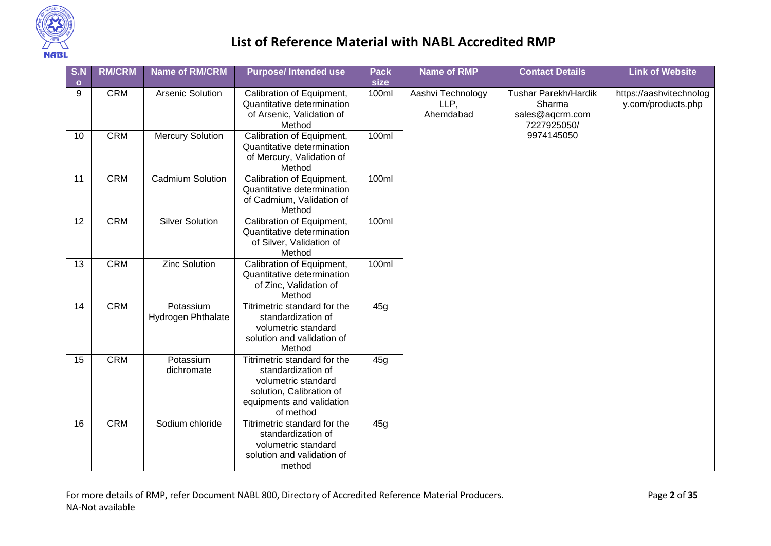# List of Reference Material with NABL Accredited RMP

| S.No | RM/CRM | Name of RM/CRM | Purpose/ Intended use | Pack size | Name of RMP | Contact Details | Link of Website |
|---|---|---|---|---|---|---|---|
| 9 | CRM | Arsenic Solution | Calibration of Equipment, Quantitative determination of Arsenic, Validation of Method | 100ml | Aashvi Technology LLP, Ahemdabad | Tushar Parekh/Hardik Sharma sales@aqcrm.com 7227925050/ 9974145050 | https://aashvitechnology.com/products.php |
| 10 | CRM | Mercury Solution | Calibration of Equipment, Quantitative determination of Mercury, Validation of Method | 100ml | | | |
| 11 | CRM | Cadmium Solution | Calibration of Equipment, Quantitative determination of Cadmium, Validation of Method | 100ml | | | |
| 12 | CRM | Silver Solution | Calibration of Equipment, Quantitative determination of Silver, Validation of Method | 100ml | | | |
| 13 | CRM | Zinc Solution | Calibration of Equipment, Quantitative determination of Zinc, Validation of Method | 100ml | | | |
| 14 | CRM | Potassium Hydrogen Phthalate | Titrimetric standard for the standardization of volumetric standard solution and validation of Method | 45g | | | |
| 15 | CRM | Potassium dichromate | Titrimetric standard for the standardization of volumetric standard solution, Calibration of equipments and validation of method | 45g | | | |
| 16 | CRM | Sodium chloride | Titrimetric standard for the standardization of volumetric standard solution and validation of method | 45g | | | |

For more details of RMP, refer Document NABL 800, Directory of Accredited Reference Material Producers.
NA-Not available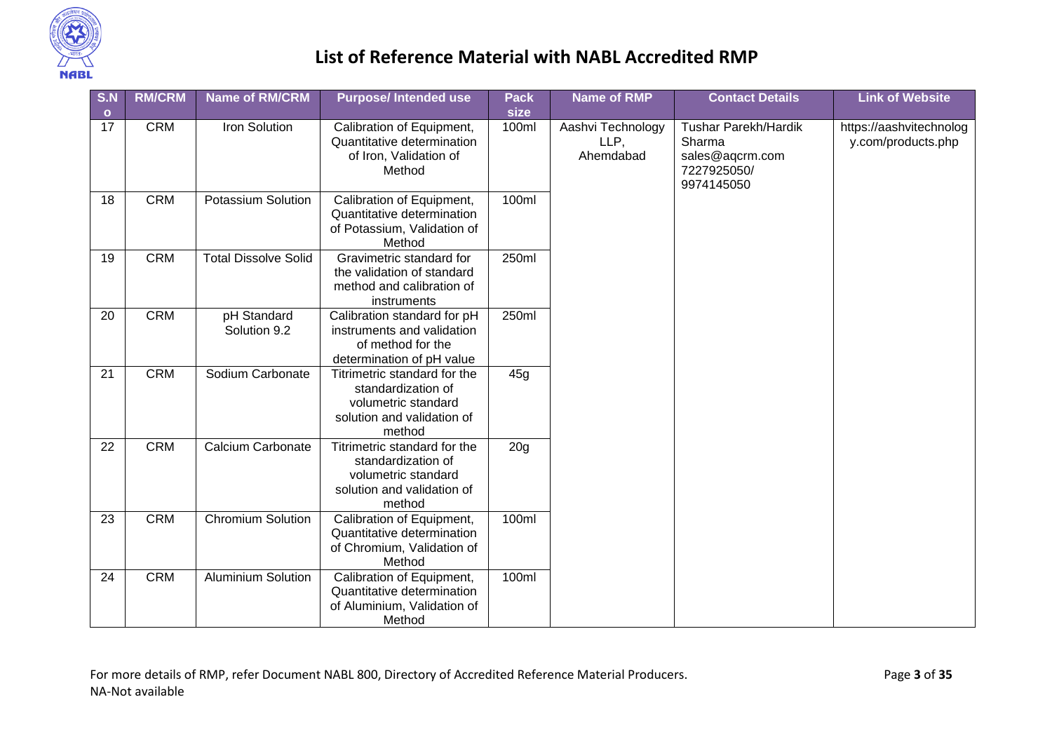# List of Reference Material with NABL Accredited RMP

| S.No | RM/CRM | Name of RM/CRM | Purpose/ Intended use | Pack size | Name of RMP | Contact Details | Link of Website |
|---|---|---|---|---|---|---|---|
| 17 | CRM | Iron Solution | Calibration of Equipment, Quantitative determination of Iron, Validation of Method | 100ml | Aashvi Technology LLP, Ahemdabad | Tushar Parekh/Hardik Sharma sales@aqcrm.com 7227925050/ 9974145050 | https://aashvitechnology.com/products.php |
| 18 | CRM | Potassium Solution | Calibration of Equipment, Quantitative determination of Potassium, Validation of Method | 100ml | | | |
| 19 | CRM | Total Dissolve Solid | Gravimetric standard for the validation of standard method and calibration of instruments | 250ml | | | |
| 20 | CRM | pH Standard Solution 9.2 | Calibration standard for pH instruments and validation of method for the determination of pH value | 250ml | | | |
| 21 | CRM | Sodium Carbonate | Titrimetric standard for the standardization of volumetric standard solution and validation of method | 45g | | | |
| 22 | CRM | Calcium Carbonate | Titrimetric standard for the standardization of volumetric standard solution and validation of method | 20g | | | |
| 23 | CRM | Chromium Solution | Calibration of Equipment, Quantitative determination of Chromium, Validation of Method | 100ml | | | |
| 24 | CRM | Aluminium Solution | Calibration of Equipment, Quantitative determination of Aluminium, Validation of Method | 100ml | | | |

For more details of RMP, refer Document NABL 800, Directory of Accredited Reference Material Producers.
NA-Not available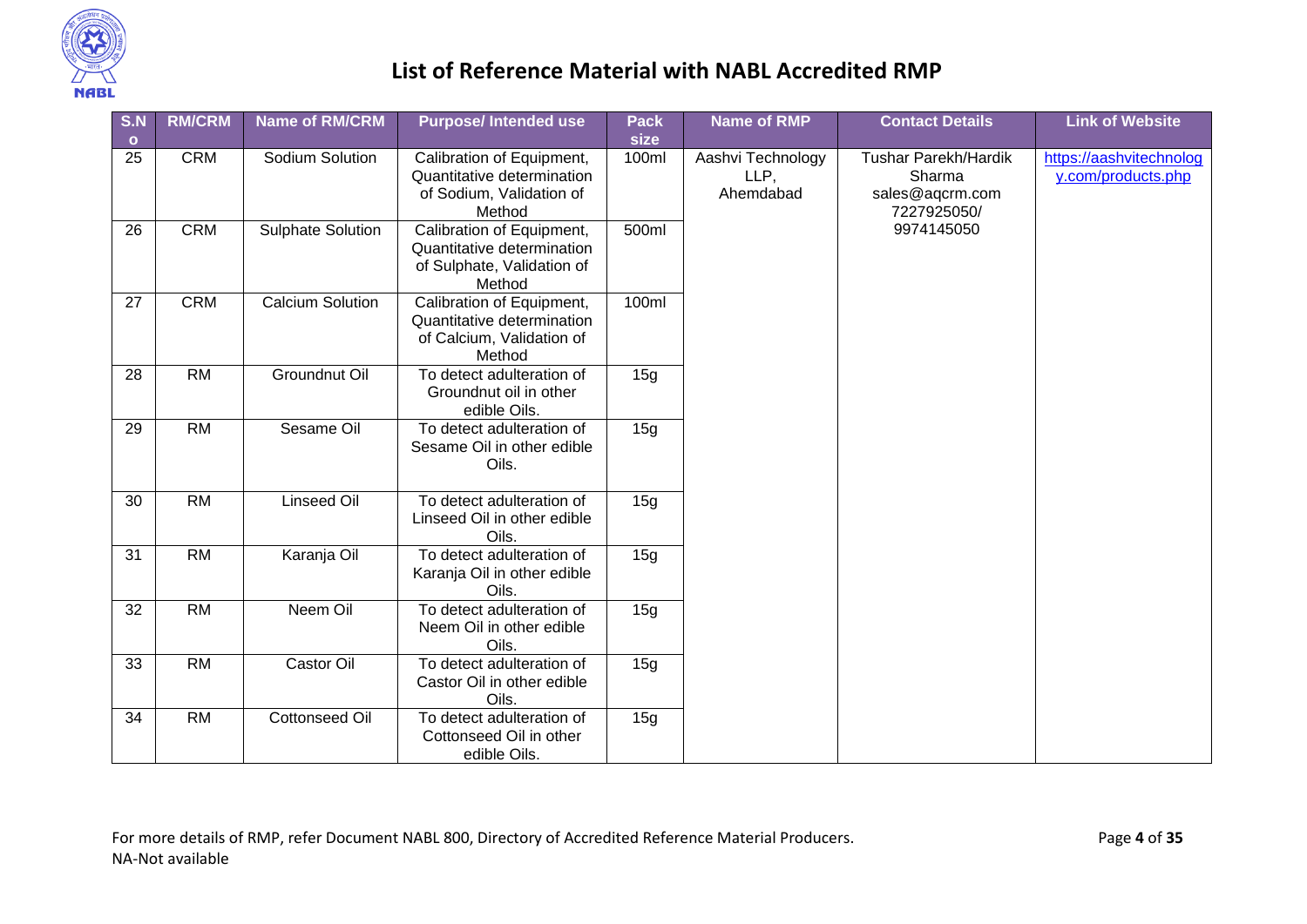# List of Reference Material with NABL Accredited RMP

| S.No | RM/CRM | Name of RM/CRM | Purpose/ Intended use | Pack size | Name of RMP | Contact Details | Link of Website |
|---|---|---|---|---|---|---|---|
| 25 | CRM | Sodium Solution | Calibration of Equipment, Quantitative determination of Sodium, Validation of Method | 100ml | Aashvi Technology LLP, Ahemdabad | Tushar Parekh/Hardik Sharma sales@aqcrm.com 7227925050/ 9974145050 | https://aashvitechnology.com/products.php |
| 26 | CRM | Sulphate Solution | Calibration of Equipment, Quantitative determination of Sulphate, Validation of Method | 500ml | | | |
| 27 | CRM | Calcium Solution | Calibration of Equipment, Quantitative determination of Calcium, Validation of Method | 100ml | | | |
| 28 | RM | Groundnut Oil | To detect adulteration of Groundnut oil in other edible Oils. | 15g | | | |
| 29 | RM | Sesame Oil | To detect adulteration of Sesame Oil in other edible Oils. | 15g | | | |
| 30 | RM | Linseed Oil | To detect adulteration of Linseed Oil in other edible Oils. | 15g | | | |
| 31 | RM | Karanja Oil | To detect adulteration of Karanja Oil in other edible Oils. | 15g | | | |
| 32 | RM | Neem Oil | To detect adulteration of Neem Oil in other edible Oils. | 15g | | | |
| 33 | RM | Castor Oil | To detect adulteration of Castor Oil in other edible Oils. | 15g | | | |
| 34 | RM | Cottonseed Oil | To detect adulteration of Cottonseed Oil in other edible Oils. | 15g | | | |

For more details of RMP, refer Document NABL 800, Directory of Accredited Reference Material Producers.

NA-Not available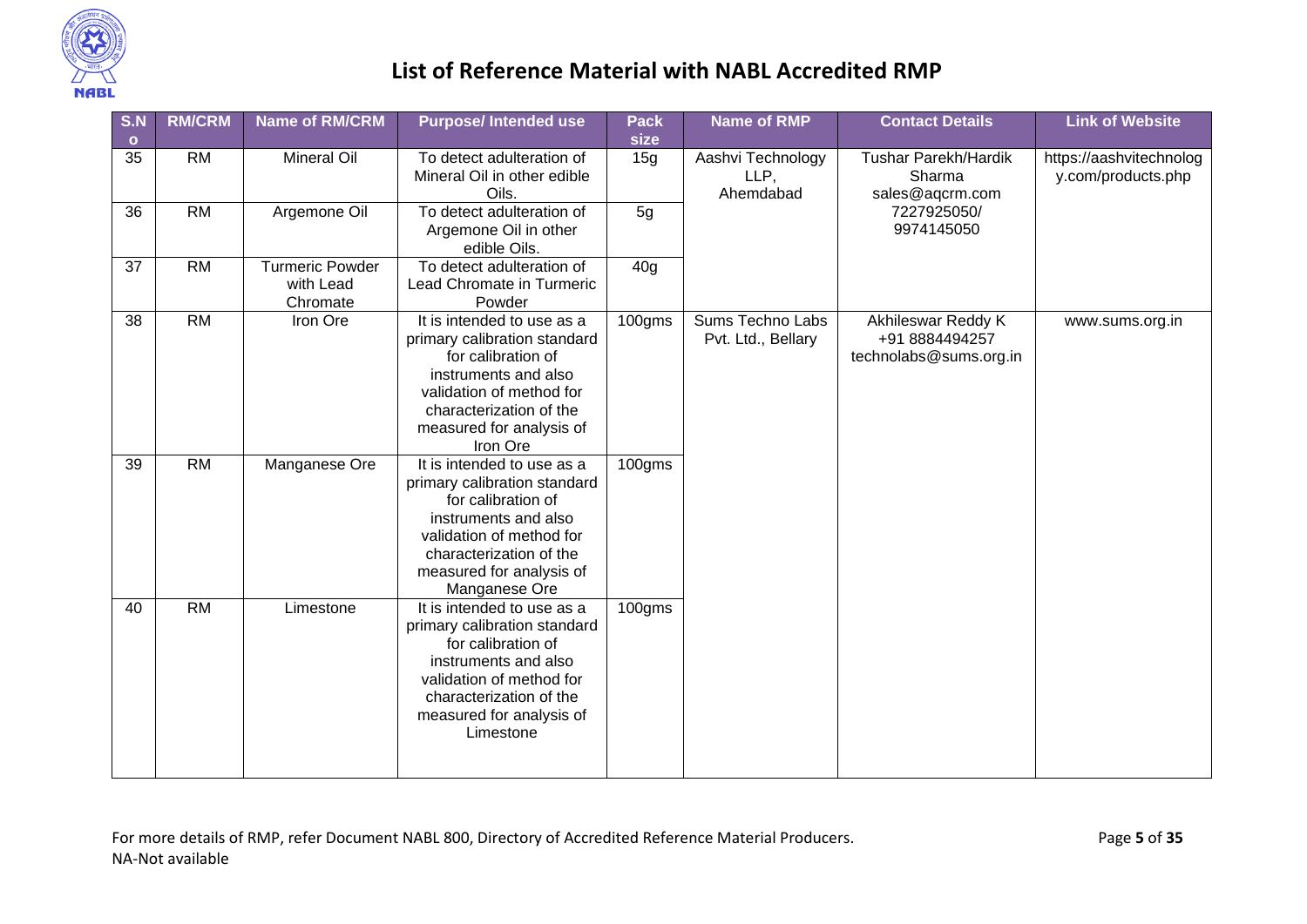# List of Reference Material with NABL Accredited RMP

| S.No | RM/CRM | Name of RM/CRM | Purpose/ Intended use | Pack size | Name of RMP | Contact Details | Link of Website |
|---|---|---|---|---|---|---|---|
| 35 | RM | Mineral Oil | To detect adulteration of Mineral Oil in other edible Oils. | 15g | Aashvi Technology LLP, Ahemdabad | Tushar Parekh/Hardik Sharma sales@aqcrm.com 7227925050/ 9974145050 | https://aashvitechnology.com/products.php |
| 36 | RM | Argemone Oil | To detect adulteration of Argemone Oil in other edible Oils. | 5g | | | |
| 37 | RM | Turmeric Powder with Lead Chromate | To detect adulteration of Lead Chromate in Turmeric Powder | 40g | | | |
| 38 | RM | Iron Ore | It is intended to use as a primary calibration standard for calibration of instruments and also validation of method for characterization of the measured for analysis of Iron Ore | 100gms | Sums Techno Labs Pvt. Ltd., Bellary | Akhileswar Reddy K +91 8884494257 technolabs@sums.org.in | www.sums.org.in |
| 39 | RM | Manganese Ore | It is intended to use as a primary calibration standard for calibration of instruments and also validation of method for characterization of the measured for analysis of Manganese Ore | 100gms | | | |
| 40 | RM | Limestone | It is intended to use as a primary calibration standard for calibration of instruments and also validation of method for characterization of the measured for analysis of Limestone | 100gms | | | |

For more details of RMP, refer Document NABL 800, Directory of Accredited Reference Material Producers.

NA-Not available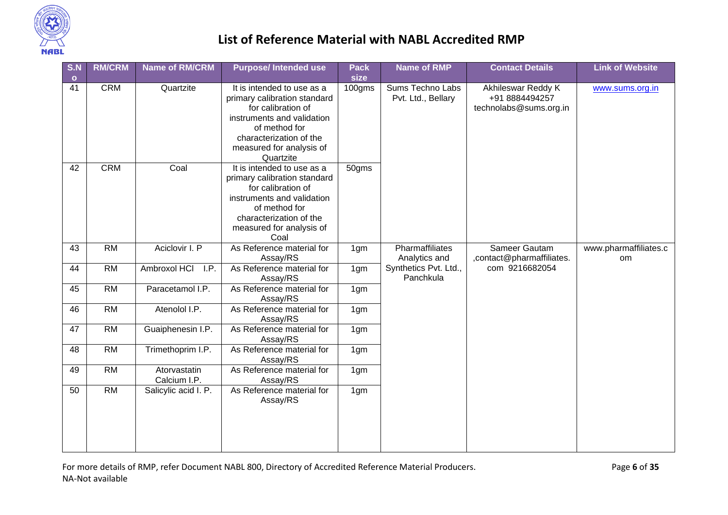# List of Reference Material with NABL Accredited RMP

| S.No | RM/CRM | Name of RM/CRM | Purpose/ Intended use | Pack size | Name of RMP | Contact Details | Link of Website |
|---|---|---|---|---|---|---|---|
| 41 | CRM | Quartzite | It is intended to use as a primary calibration standard for calibration of instruments and validation of method for characterization of the measured for analysis of Quartzite | 100gms | Sums Techno Labs Pvt. Ltd., Bellary | Akhileswar Reddy K +91 8884494257 technolabs@sums.org.in | www.sums.org.in |
| 42 | CRM | Coal | It is intended to use as a primary calibration standard for calibration of instruments and validation of method for characterization of the measured for analysis of Coal | 50gms | | | |
| 43 | RM | Aciclovir I. P | As Reference material for Assay/RS | 1gm | Pharmaffiliates Analytics and Synthetics Pvt. Ltd., Panchkula | Sameer Gautam ,contact@pharmaffiliates.com 9216682054 | www.pharmaffiliates.com |
| 44 | RM | Ambroxol HCl I.P. | As Reference material for Assay/RS | 1gm | | | |
| 45 | RM | Paracetamol I.P. | As Reference material for Assay/RS | 1gm | | | |
| 46 | RM | Atenolol I.P. | As Reference material for Assay/RS | 1gm | | | |
| 47 | RM | Guaiphenesin I.P. | As Reference material for Assay/RS | 1gm | | | |
| 48 | RM | Trimethoprim I.P. | As Reference material for Assay/RS | 1gm | | | |
| 49 | RM | Atorvastatin Calcium I.P. | As Reference material for Assay/RS | 1gm | | | |
| 50 | RM | Salicylic acid I. P. | As Reference material for Assay/RS | 1gm | | | |

For more details of RMP, refer Document NABL 800, Directory of Accredited Reference Material Producers.
NA-Not available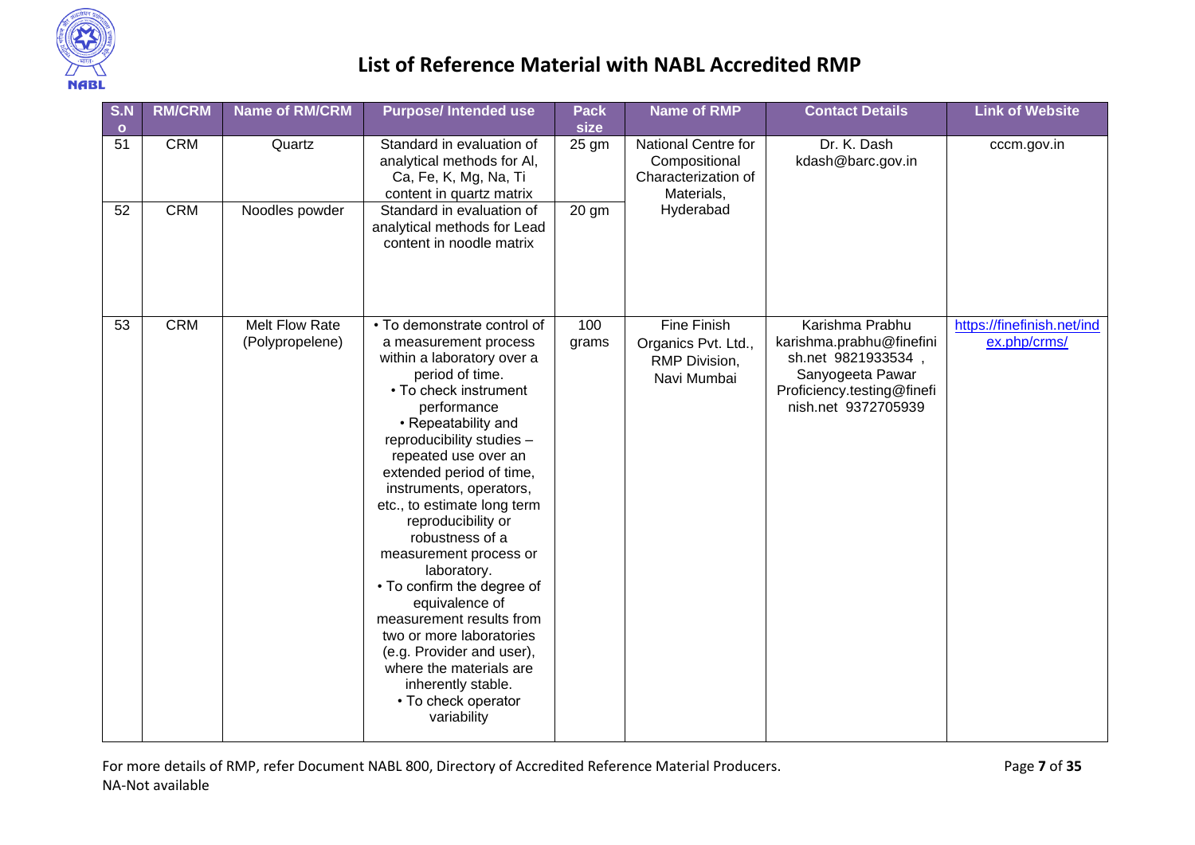# List of Reference Material with NABL Accredited RMP

| S.No | RM/CRM | Name of RM/CRM | Purpose/ Intended use | Pack size | Name of RMP | Contact Details | Link of Website |
|---|---|---|---|---|---|---|---|
| 51 | CRM | Quartz | Standard in evaluation of analytical methods for Al, Ca, Fe, K, Mg, Na, Ti content in quartz matrix | 25 gm | National Centre for Compositional Characterization of Materials, Hyderabad | Dr. K. Dash kdash@barc.gov.in | cccm.gov.in |
| 52 | CRM | Noodles powder | Standard in evaluation of analytical methods for Lead content in noodle matrix | 20 gm | | | |
| 53 | CRM | Melt Flow Rate (Polypropelene) | • To demonstrate control of a measurement process within a laboratory over a period of time. • To check instrument performance • Repeatability and reproducibility studies – repeated use over an extended period of time, instruments, operators, etc., to estimate long term reproducibility or robustness of a measurement process or laboratory. • To confirm the degree of equivalence of measurement results from two or more laboratories (e.g. Provider and user), where the materials are inherently stable. • To check operator variability | 100 grams | Fine Finish Organics Pvt. Ltd., RMP Division, Navi Mumbai | Karishma Prabhu karishma.prabhu@finefinish.net 9821933534 , Sanyogeeta Pawar Proficiency.testing@finefinish.net 9372705939 | https://finefinish.net/index.php/crms/ |

For more details of RMP, refer Document NABL 800, Directory of Accredited Reference Material Producers.
NA-Not available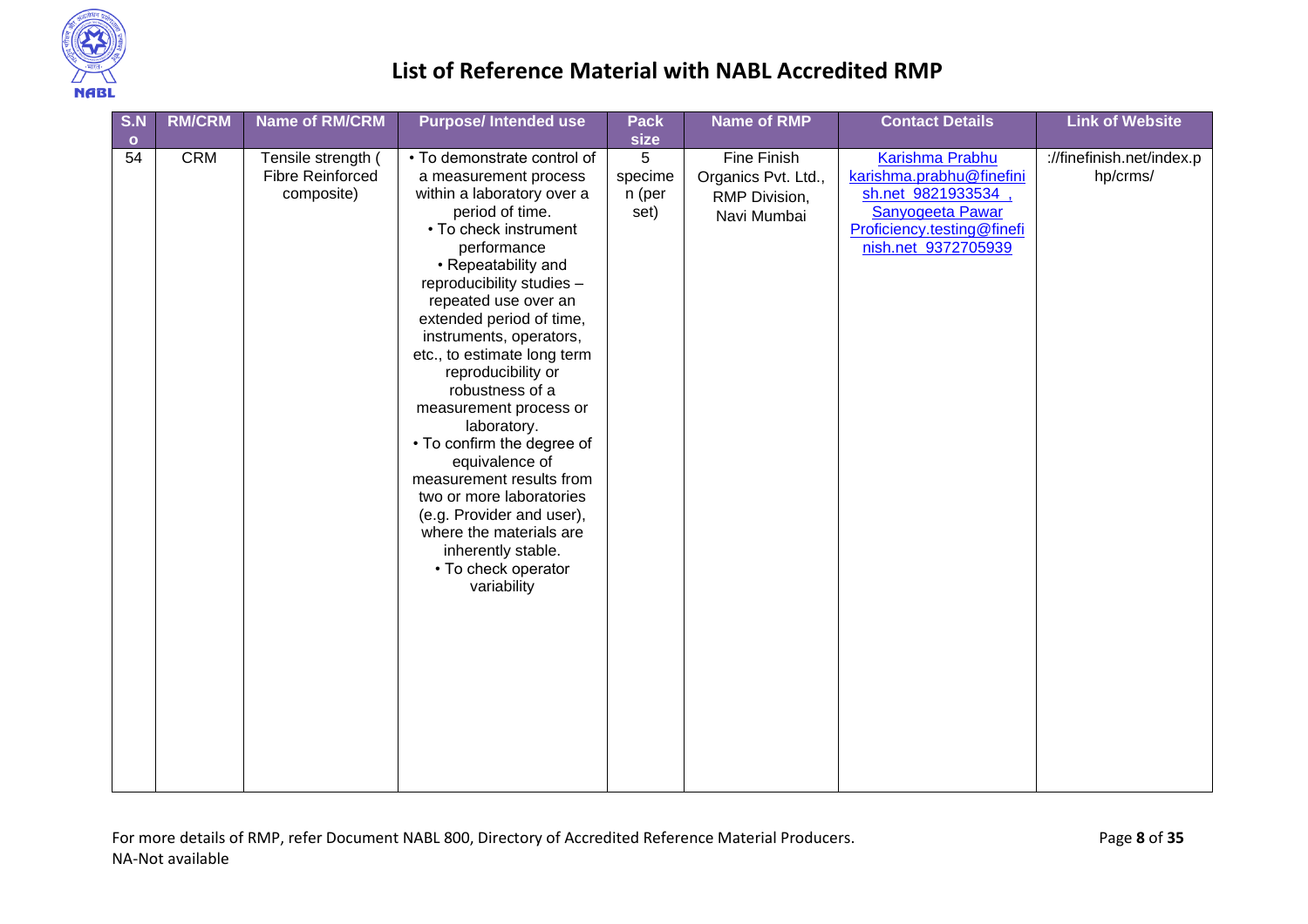# List of Reference Material with NABL Accredited RMP

| S.No | RM/CRM | Name of RM/CRM | Purpose/ Intended use | Pack size | Name of RMP | Contact Details | Link of Website |
|---|---|---|---|---|---|---|---|
| 54 | CRM | Tensile strength ( Fibre Reinforced composite) | • To demonstrate control of a measurement process within a laboratory over a period of time.<br>• To check instrument performance<br>• Repeatability and reproducibility studies – repeated use over an extended period of time, instruments, operators, etc., to estimate long term reproducibility or robustness of a measurement process or laboratory.<br>• To confirm the degree of equivalence of measurement results from two or more laboratories (e.g. Provider and user), where the materials are inherently stable.<br>• To check operator variability | 5 specimen (per set) | Fine Finish Organics Pvt. Ltd., RMP Division, Navi Mumbai | Karishma Prabhu karishma.prabhu@finefinish.net 9821933534 , Sanyogeeta Pawar Proficiency.testing@finefinish.net 9372705939 | ://finefinish.net/index.php/crms/ |

For more details of RMP, refer Document NABL 800, Directory of Accredited Reference Material Producers.
NA-Not available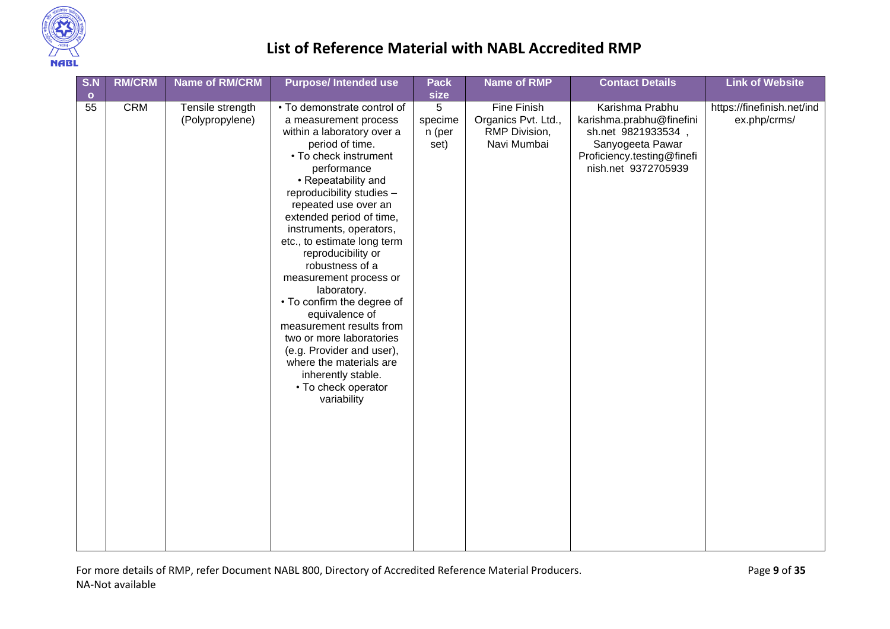# List of Reference Material with NABL Accredited RMP

| S.No | RM/CRM | Name of RM/CRM | Purpose/ Intended use | Pack size | Name of RMP | Contact Details | Link of Website |
|---|---|---|---|---|---|---|---|
| 55 | CRM | Tensile strength (Polypropylene) | • To demonstrate control of a measurement process within a laboratory over a period of time. • To check instrument performance • Repeatability and reproducibility studies – repeated use over an extended period of time, instruments, operators, etc., to estimate long term reproducibility or robustness of a measurement process or laboratory. • To confirm the degree of equivalence of measurement results from two or more laboratories (e.g. Provider and user), where the materials are inherently stable. • To check operator variability | 5 specimen (per set) | Fine Finish Organics Pvt. Ltd., RMP Division, Navi Mumbai | Karishma Prabhu karishma.prabhu@finefinish.net 9821933534 , Sanyogeeta Pawar Proficiency.testing@finefinish.net 9372705939 | https://finefinish.net/index.php/crms/ |

For more details of RMP, refer Document NABL 800, Directory of Accredited Reference Material Producers.

NA-Not available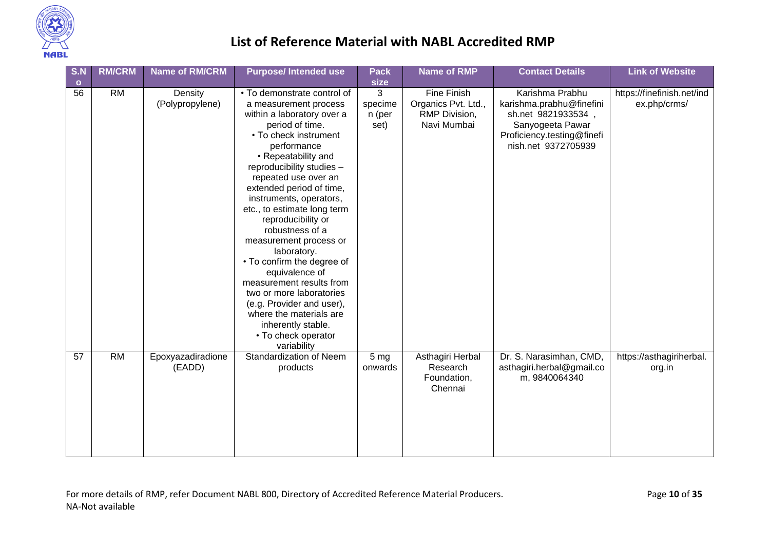# List of Reference Material with NABL Accredited RMP

| S.No | RM/CRM | Name of RM/CRM | Purpose/ Intended use | Pack size | Name of RMP | Contact Details | Link of Website |
|---|---|---|---|---|---|---|---|
| 56 | RM | Density (Polypropylene) | • To demonstrate control of a measurement process within a laboratory over a period of time. • To check instrument performance • Repeatability and reproducibility studies – repeated use over an extended period of time, instruments, operators, etc., to estimate long term reproducibility or robustness of a measurement process or laboratory. • To confirm the degree of equivalence of measurement results from two or more laboratories (e.g. Provider and user), where the materials are inherently stable. • To check operator variability | 3 specimen (per set) | Fine Finish Organics Pvt. Ltd., RMP Division, Navi Mumbai | Karishma Prabhu karishma.prabhu@finefinish.net 9821933534 , Sanyogeeta Pawar Proficiency.testing@finefinish.net 9372705939 | https://finefinish.net/index.php/crms/ |
| 57 | RM | Epoxyazadiradione (EADD) | Standardization of Neem products | 5 mg onwards | Asthagiri Herbal Research Foundation, Chennai | Dr. S. Narasimhan, CMD, asthagiri.herbal@gmail.com, 9840064340 | https://asthagiriherbal.org.in |

For more details of RMP, refer Document NABL 800, Directory of Accredited Reference Material Producers.

NA-Not available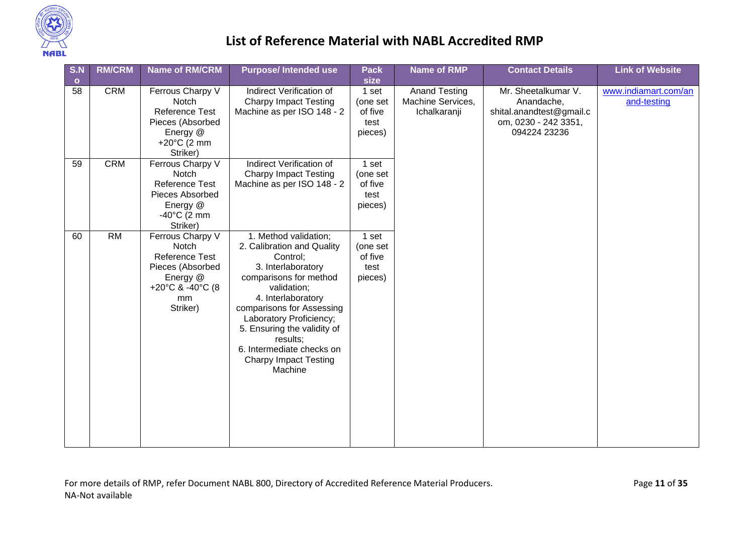# List of Reference Material with NABL Accredited RMP

| S.No | RM/CRM | Name of RM/CRM | Purpose/ Intended use | Pack size | Name of RMP | Contact Details | Link of Website |
|---|---|---|---|---|---|---|---|
| 58 | CRM | Ferrous Charpy V Notch Reference Test Pieces (Absorbed Energy @ +20°C (2 mm Striker) | Indirect Verification of Charpy Impact Testing Machine as per ISO 148 - 2 | 1 set (one set of five test pieces) | Anand Testing Machine Services, Ichalkaranji | Mr. Sheetalkumar V. Anandache, shital.anandtest@gmail.com, 0230 - 242 3351, 094224 23236 | www.indiamart.com/anand-testing |
| 59 | CRM | Ferrous Charpy V Notch Reference Test Pieces Absorbed Energy @ -40°C (2 mm Striker) | Indirect Verification of Charpy Impact Testing Machine as per ISO 148 - 2 | 1 set (one set of five test pieces) | | | |
| 60 | RM | Ferrous Charpy V Notch Reference Test Pieces (Absorbed Energy @ +20°C & -40°C (8 mm Striker) | 1. Method validation; 2. Calibration and Quality Control; 3. Interlaboratory comparisons for method validation; 4. Interlaboratory comparisons for Assessing Laboratory Proficiency; 5. Ensuring the validity of results; 6. Intermediate checks on Charpy Impact Testing Machine | 1 set (one set of five test pieces) | | | |

For more details of RMP, refer Document NABL 800, Directory of Accredited Reference Material Producers.

NA-Not available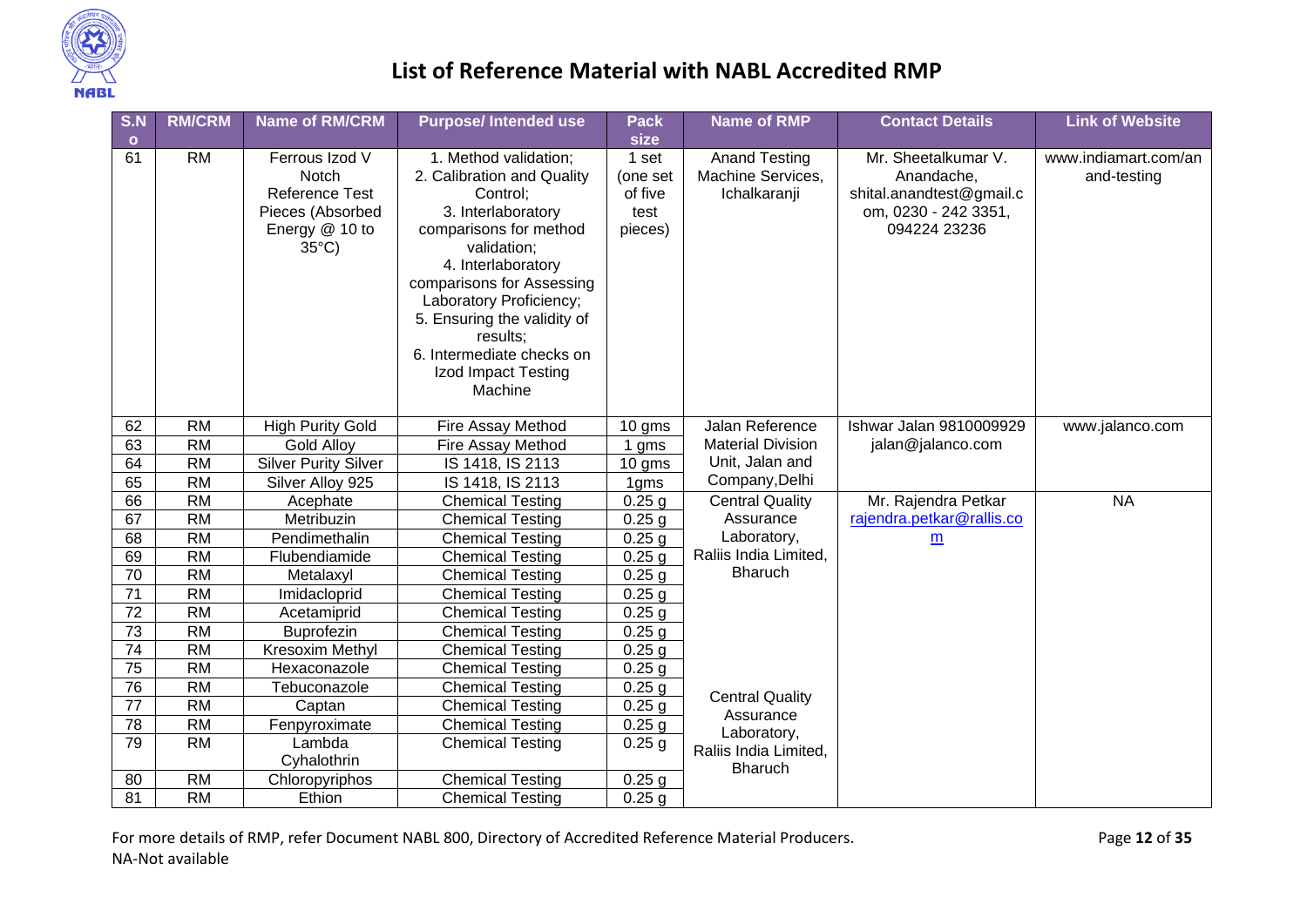# List of Reference Material with NABL Accredited RMP

| S.No | RM/CRM | Name of RM/CRM | Purpose/ Intended use | Pack size | Name of RMP | Contact Details | Link of Website |
|---|---|---|---|---|---|---|---|
| 61 | RM | Ferrous Izod V Notch Reference Test Pieces (Absorbed Energy @ 10 to 35°C) | 1. Method validation; 2. Calibration and Quality Control; 3. Interlaboratory comparisons for method validation; 4. Interlaboratory comparisons for Assessing Laboratory Proficiency; 5. Ensuring the validity of results; 6. Intermediate checks on Izod Impact Testing Machine | 1 set (one set of five test pieces) | Anand Testing Machine Services, Ichalkaranji | Mr. Sheetalkumar V. Anandache, shital.anandtest@gmail.com, 0230 - 242 3351, 094224 23236 | www.indiamart.com/anand-testing |
| 62 | RM | High Purity Gold | Fire Assay Method | 10 gms | Jalan Reference Material Division Unit, Jalan and Company,Delhi | Ishwar Jalan 9810009929 jalan@jalanco.com | www.jalanco.com |
| 63 | RM | Gold Alloy | Fire Assay Method | 1 gms | | | |
| 64 | RM | Silver Purity Silver | IS 1418, IS 2113 | 10 gms | | | |
| 65 | RM | Silver Alloy 925 | IS 1418, IS 2113 | 1gms | | | |
| 66 | RM | Acephate | Chemical Testing | 0.25 g | Central Quality Assurance Laboratory, Rallis India Limited, Bharuch | Mr. Rajendra Petkar rajendra.petkar@rallis.com | NA |
| 67 | RM | Metribuzin | Chemical Testing | 0.25 g | | | |
| 68 | RM | Pendimethalin | Chemical Testing | 0.25 g | | | |
| 69 | RM | Flubendiamide | Chemical Testing | 0.25 g | | | |
| 70 | RM | Metalaxyl | Chemical Testing | 0.25 g | | | |
| 71 | RM | Imidacloprid | Chemical Testing | 0.25 g | | | |
| 72 | RM | Acetamiprid | Chemical Testing | 0.25 g | | | |
| 73 | RM | Buprofezin | Chemical Testing | 0.25 g | | | |
| 74 | RM | Kresoxim Methyl | Chemical Testing | 0.25 g | | | |
| 75 | RM | Hexaconazole | Chemical Testing | 0.25 g | | | |
| 76 | RM | Tebuconazole | Chemical Testing | 0.25 g | Central Quality Assurance Laboratory, Rallis India Limited, Bharuch | | |
| 77 | RM | Captan | Chemical Testing | 0.25 g | | | |
| 78 | RM | Fenpyroximate | Chemical Testing | 0.25 g | | | |
| 79 | RM | Lambda Cyhalothrin | Chemical Testing | 0.25 g | | | |
| 80 | RM | Chloropyriphos | Chemical Testing | 0.25 g | | | |
| 81 | RM | Ethion | Chemical Testing | 0.25 g | | | |

For more details of RMP, refer Document NABL 800, Directory of Accredited Reference Material Producers.
NA-Not available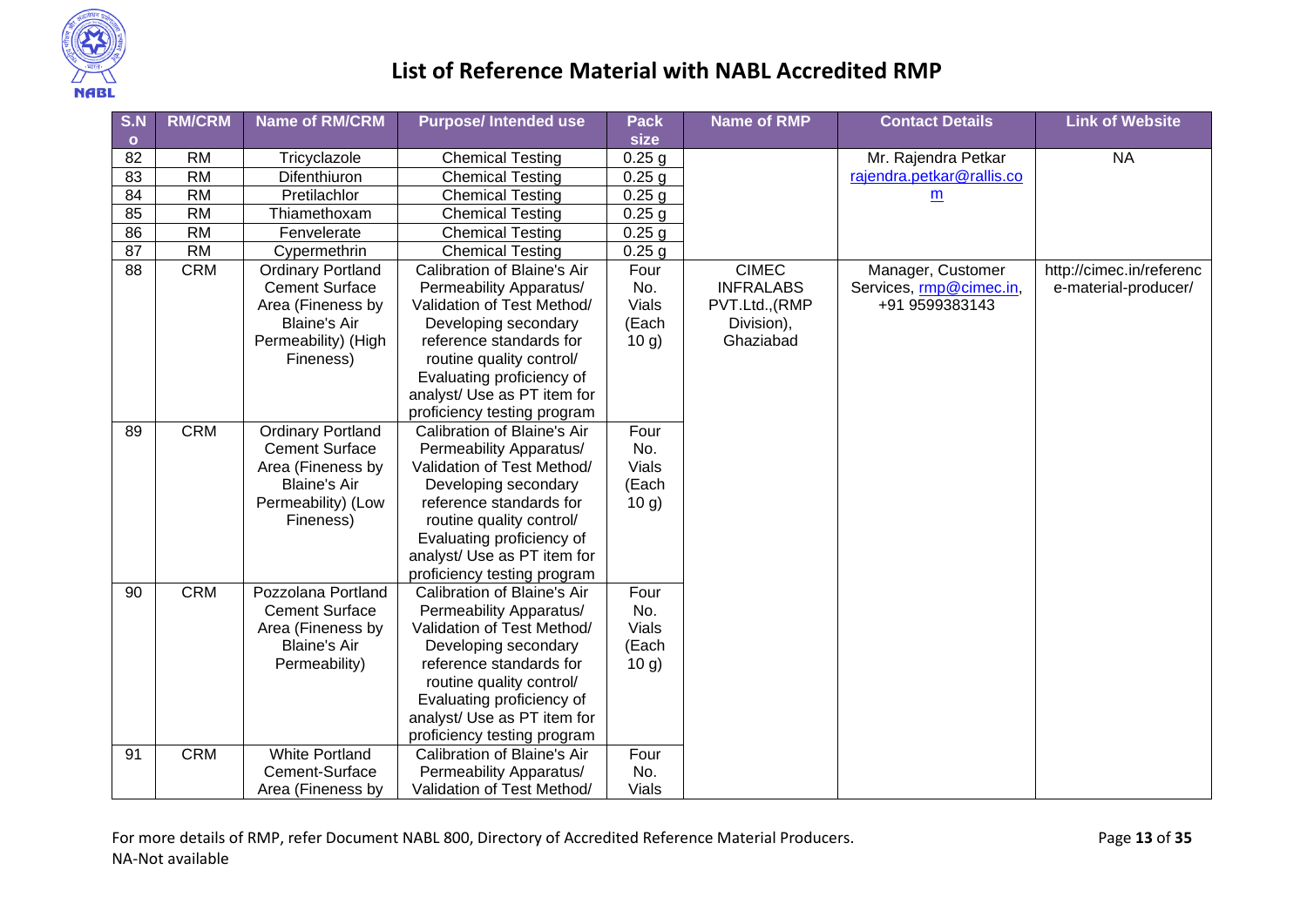# List of Reference Material with NABL Accredited RMP

| S.No | RM/CRM | Name of RM/CRM | Purpose/ Intended use | Pack size | Name of RMP | Contact Details | Link of Website |
|---|---|---|---|---|---|---|---|
| 82 | RM | Tricyclazole | Chemical Testing | 0.25 g | | Mr. Rajendra Petkar rajendra.petkar@rallis.com | NA |
| 83 | RM | Difenthiuron | Chemical Testing | 0.25 g | | | |
| 84 | RM | Pretilachlor | Chemical Testing | 0.25 g | | | |
| 85 | RM | Thiamethoxam | Chemical Testing | 0.25 g | | | |
| 86 | RM | Fenvelerate | Chemical Testing | 0.25 g | | | |
| 87 | RM | Cypermethrin | Chemical Testing | 0.25 g | | | |
| 88 | CRM | Ordinary Portland Cement Surface Area (Fineness by Blaine's Air Permeability) (High Fineness) | Calibration of Blaine's Air Permeability Apparatus/ Validation of Test Method/ Developing secondary reference standards for routine quality control/ Evaluating proficiency of analyst/ Use as PT item for proficiency testing program | Four No. Vials (Each 10 g) | CIMEC INFRALABS PVT.Ltd.,(RMP Division), Ghaziabad | Manager, Customer Services, rmp@cimec.in, +91 9599383143 | http://cimec.in/reference-material-producer/ |
| 89 | CRM | Ordinary Portland Cement Surface Area (Fineness by Blaine's Air Permeability) (Low Fineness) | Calibration of Blaine's Air Permeability Apparatus/ Validation of Test Method/ Developing secondary reference standards for routine quality control/ Evaluating proficiency of analyst/ Use as PT item for proficiency testing program | Four No. Vials (Each 10 g) | | | |
| 90 | CRM | Pozzolana Portland Cement Surface Area (Fineness by Blaine's Air Permeability) | Calibration of Blaine's Air Permeability Apparatus/ Validation of Test Method/ Developing secondary reference standards for routine quality control/ Evaluating proficiency of analyst/ Use as PT item for proficiency testing program | Four No. Vials (Each 10 g) | | | |
| 91 | CRM | White Portland Cement-Surface Area (Fineness by | Calibration of Blaine's Air Permeability Apparatus/ Validation of Test Method/ | Four No. Vials | | | |

For more details of RMP, refer Document NABL 800, Directory of Accredited Reference Material Producers.
NA-Not available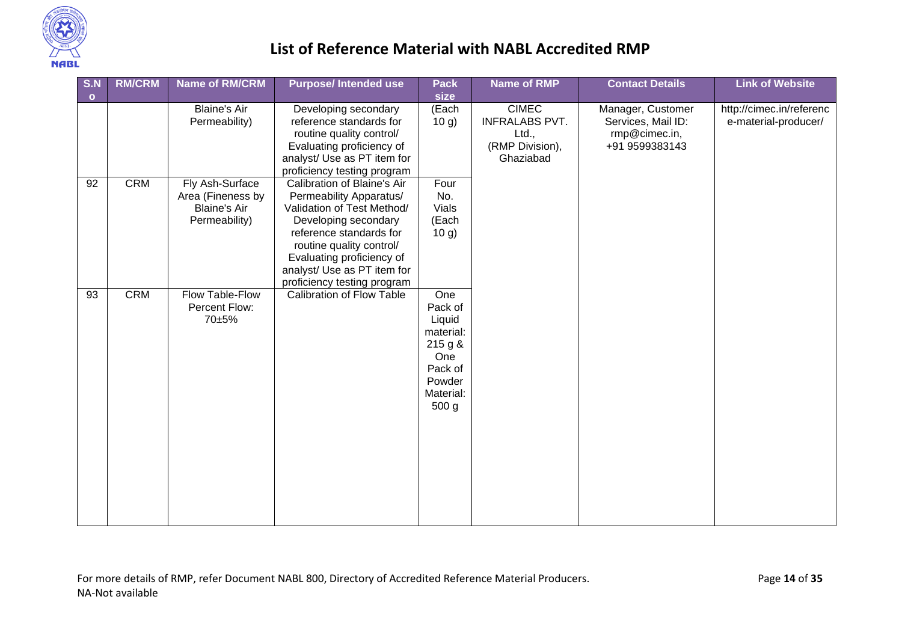# List of Reference Material with NABL Accredited RMP

| S.No | RM/CRM | Name of RM/CRM | Purpose/ Intended use | Pack size | Name of RMP | Contact Details | Link of Website |
|---|---|---|---|---|---|---|---|
| | | Blaine's Air Permeability) | Developing secondary reference standards for routine quality control/ Evaluating proficiency of analyst/ Use as PT item for proficiency testing program | (Each 10 g) | CIMEC INFRALABS PVT. Ltd., (RMP Division), Ghaziabad | Manager, Customer Services, Mail ID: rmp@cimec.in, +91 9599383143 | http://cimec.in/reference-material-producer/ |
| 92 | CRM | Fly Ash-Surface Area (Fineness by Blaine's Air Permeability) | Calibration of Blaine's Air Permeability Apparatus/ Validation of Test Method/ Developing secondary reference standards for routine quality control/ Evaluating proficiency of analyst/ Use as PT item for proficiency testing program | Four No. Vials (Each 10 g) | | | |
| 93 | CRM | Flow Table-Flow Percent Flow: 70±5% | Calibration of Flow Table | One Pack of Liquid material: 215 g & One Pack of Powder Material: 500 g | | | |

For more details of RMP, refer Document NABL 800, Directory of Accredited Reference Material Producers.

NA-Not available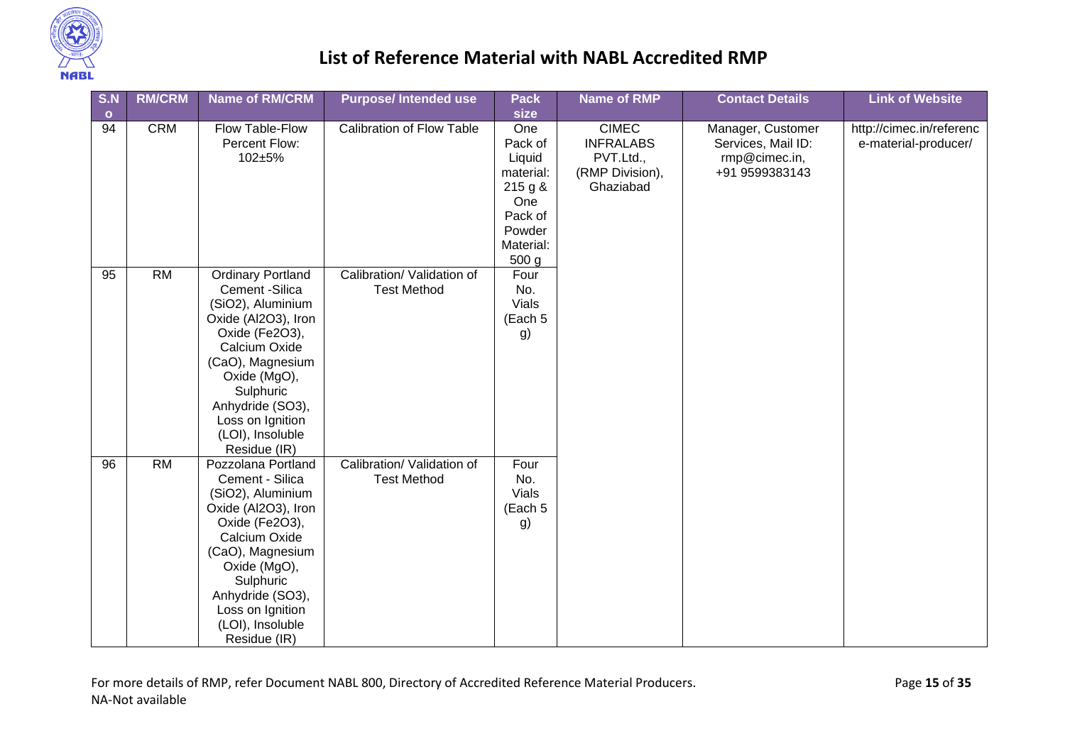# List of Reference Material with NABL Accredited RMP

| S.No | RM/CRM | Name of RM/CRM | Purpose/ Intended use | Pack size | Name of RMP | Contact Details | Link of Website |
|---|---|---|---|---|---|---|---|
| 94 | CRM | Flow Table-Flow Percent Flow: 102±5% | Calibration of Flow Table | One Pack of Liquid material: 215 g & One Pack of Powder Material: 500 g | CIMEC INFRALABS PVT.Ltd., (RMP Division), Ghaziabad | Manager, Customer Services, Mail ID: rmp@cimec.in, +91 9599383143 | http://cimec.in/reference-material-producer/ |
| 95 | RM | Ordinary Portland Cement -Silica ($SiO_2$), Aluminium Oxide ($Al_2O_3$), Iron Oxide ($Fe_2O_3$), Calcium Oxide (CaO), Magnesium Oxide (MgO), Sulphuric Anhydride ($SO_3$), Loss on Ignition (LOI), Insoluble Residue (IR) | Calibration/ Validation of Test Method | Four No. Vials (Each 5 g) | | | |
| 96 | RM | Pozzolana Portland Cement - Silica ($SiO_2$), Aluminium Oxide ($Al_2O_3$), Iron Oxide ($Fe_2O_3$), Calcium Oxide (CaO), Magnesium Oxide (MgO), Sulphuric Anhydride ($SO_3$), Loss on Ignition (LOI), Insoluble Residue (IR) | Calibration/ Validation of Test Method | Four No. Vials (Each 5 g) | | | |

For more details of RMP, refer Document NABL 800, Directory of Accredited Reference Material Producers.
NA-Not available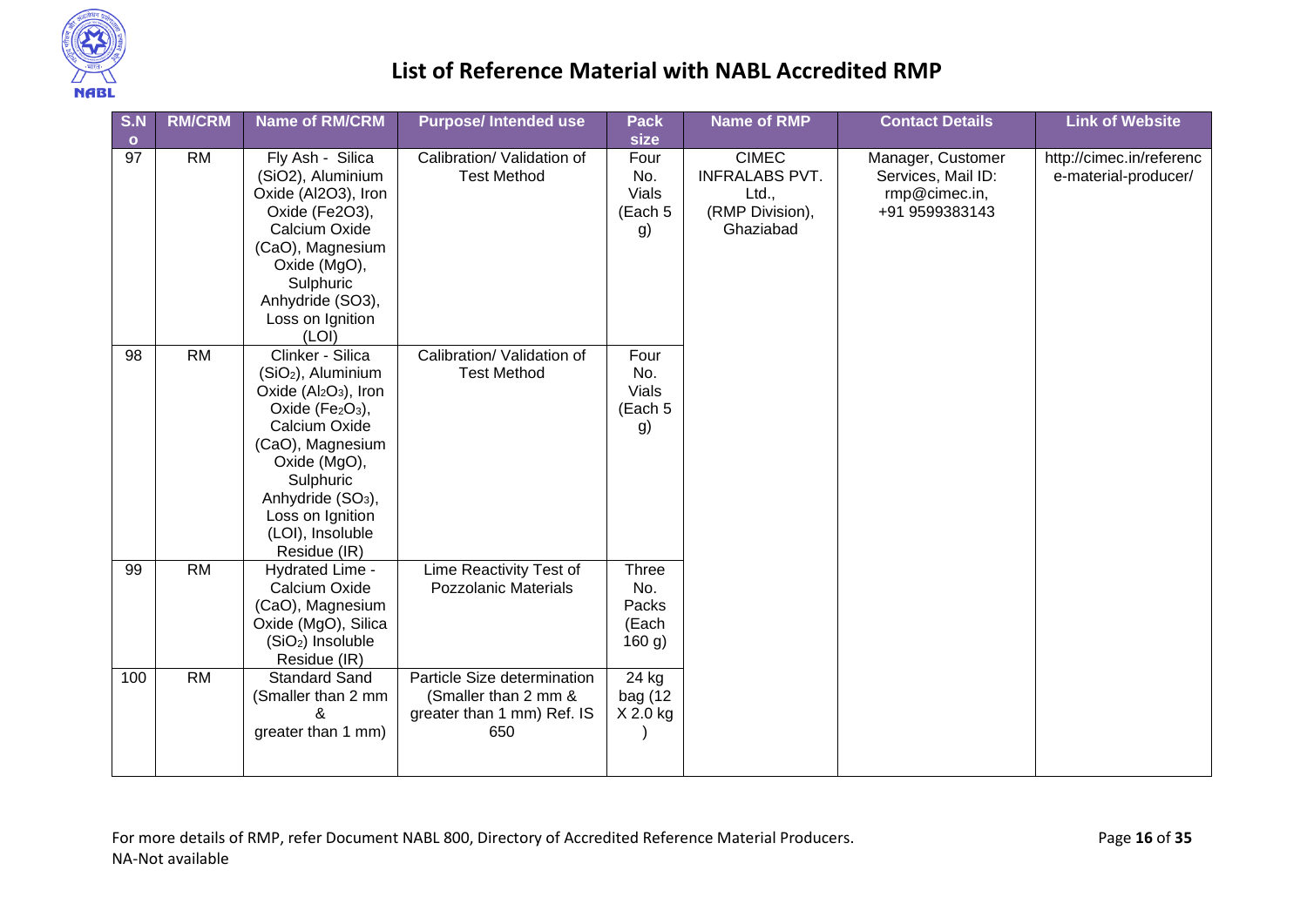# List of Reference Material with NABL Accredited RMP

| S.No | RM/CRM | Name of RM/CRM | Purpose/ Intended use | Pack size | Name of RMP | Contact Details | Link of Website |
|---|---|---|---|---|---|---|---|
| 97 | RM | Fly Ash - Silica ($SiO_2$), Aluminium Oxide ($Al_2O_3$), Iron Oxide ($Fe_2O_3$), Calcium Oxide (CaO), Magnesium Oxide (MgO), Sulphuric Anhydride ($SO_3$), Loss on Ignition (LOI) | Calibration/ Validation of Test Method | Four No. Vials (Each 5 g) | CIMEC INFRALABS PVT. Ltd., (RMP Division), Ghaziabad | Manager, Customer Services, Mail ID: rmp@cimec.in, +91 9599383143 | http://cimec.in/reference-material-producer/ |
| 98 | RM | Clinker - Silica ($SiO_2$), Aluminium Oxide ($Al_2O_3$), Iron Oxide ($Fe_2O_3$), Calcium Oxide (CaO), Magnesium Oxide (MgO), Sulphuric Anhydride ($SO_3$), Loss on Ignition (LOI), Insoluble Residue (IR) | Calibration/ Validation of Test Method | Four No. Vials (Each 5 g) | | | |
| 99 | RM | Hydrated Lime - Calcium Oxide (CaO), Magnesium Oxide (MgO), Silica ($SiO_2$) Insoluble Residue (IR) | Lime Reactivity Test of Pozzolanic Materials | Three No. Packs (Each 160 g) | | | |
| 100 | RM | Standard Sand (Smaller than 2 mm & greater than 1 mm) | Particle Size determination (Smaller than 2 mm & greater than 1 mm) Ref. IS 650 | 24 kg bag (12 X 2.0 kg ) | | | |

For more details of RMP, refer Document NABL 800, Directory of Accredited Reference Material Producers.
NA-Not available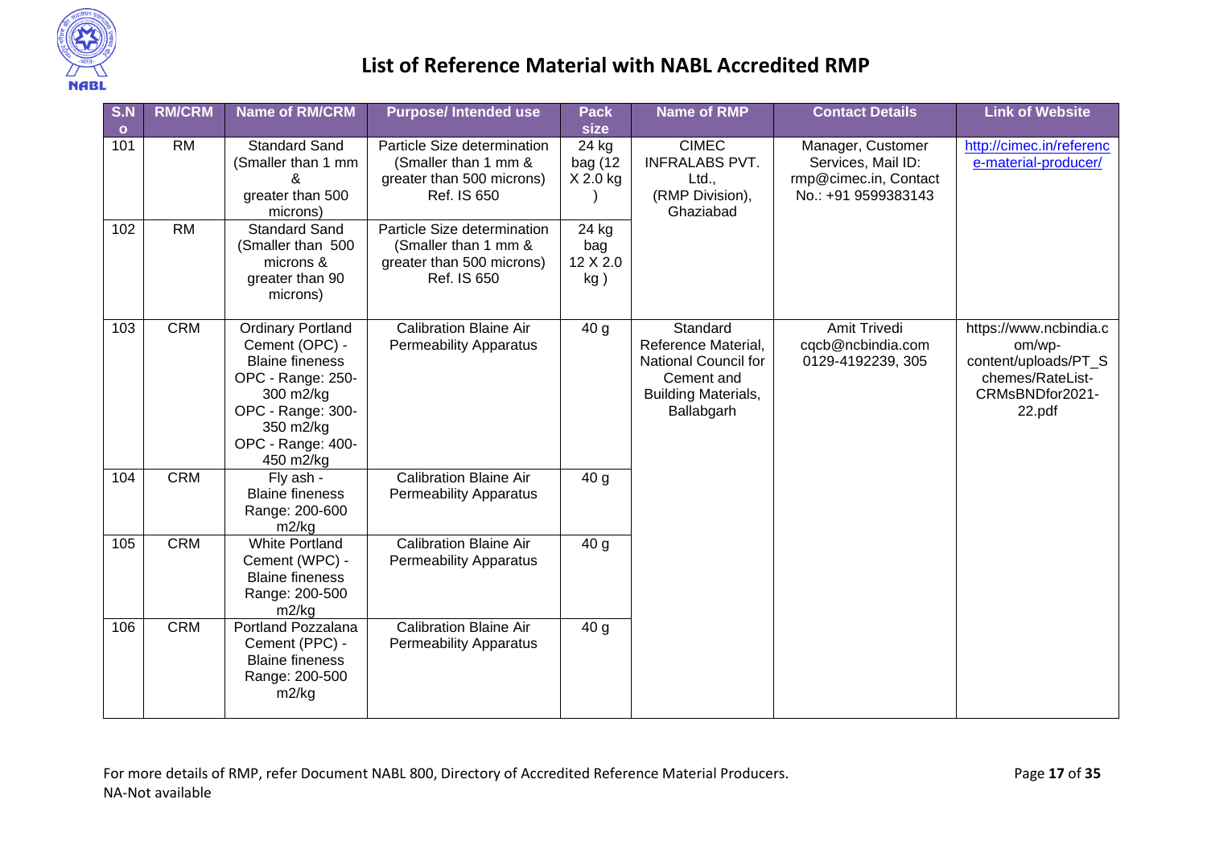# List of Reference Material with NABL Accredited RMP

| S.No | RM/CRM | Name of RM/CRM | Purpose/ Intended use | Pack size | Name of RMP | Contact Details | Link of Website |
|---|---|---|---|---|---|---|---|
| 101 | RM | Standard Sand (Smaller than 1 mm & greater than 500 microns) | Particle Size determination (Smaller than 1 mm & greater than 500 microns) Ref. IS 650 | 24 kg bag (12 X 2.0 kg ) | CIMEC INFRALABS PVT. Ltd., (RMP Division), Ghaziabad | Manager, Customer Services, Mail ID: rmp@cimec.in, Contact No.: +91 9599383143 | http://cimec.in/reference-material-producer/ |
| 102 | RM | Standard Sand (Smaller than 500 microns & greater than 90 microns) | Particle Size determination (Smaller than 1 mm & greater than 500 microns) Ref. IS 650 | 24 kg bag 12 X 2.0 kg ) | | | |
| 103 | CRM | Ordinary Portland Cement (OPC) - Blaine fineness OPC - Range: 250-300 m2/kg OPC - Range: 300-350 m2/kg OPC - Range: 400-450 m2/kg | Calibration Blaine Air Permeability Apparatus | 40 g | Standard Reference Material, National Council for Cement and Building Materials, Ballabgarh | Amit Trivedi cqcb@ncbindia.com 0129-4192239, 305 | https://www.ncbindia.com/wp-content/uploads/PT_Schemes/RateList-CRMsBNDfor2021-22.pdf |
| 104 | CRM | Fly ash - Blaine fineness Range: 200-600 m2/kg | Calibration Blaine Air Permeability Apparatus | 40 g | | | |
| 105 | CRM | White Portland Cement (WPC) - Blaine fineness Range: 200-500 m2/kg | Calibration Blaine Air Permeability Apparatus | 40 g | | | |
| 106 | CRM | Portland Pozzalana Cement (PPC) - Blaine fineness Range: 200-500 m2/kg | Calibration Blaine Air Permeability Apparatus | 40 g | | | |

For more details of RMP, refer Document NABL 800, Directory of Accredited Reference Material Producers.
NA-Not available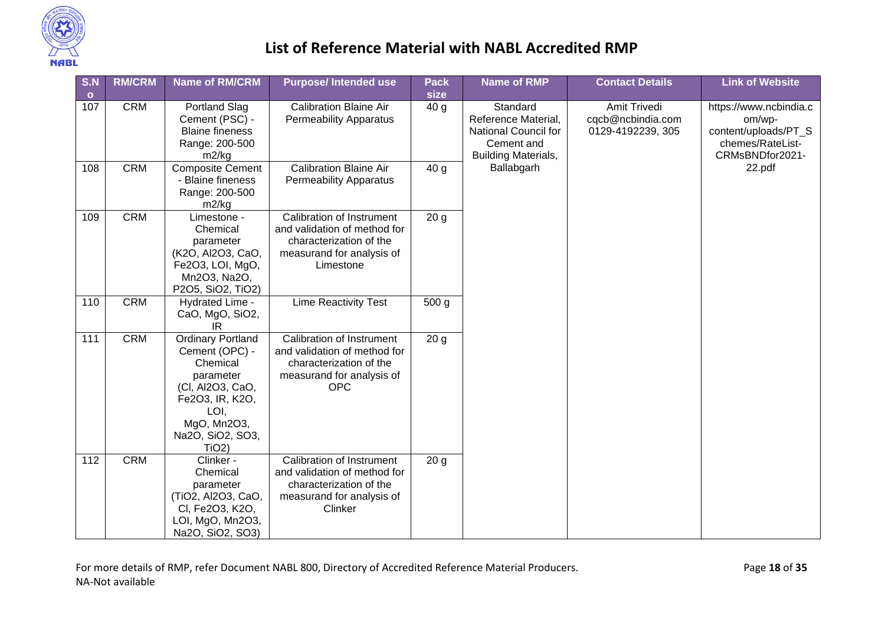# List of Reference Material with NABL Accredited RMP

| S.No | RM/CRM | Name of RM/CRM | Purpose/ Intended use | Pack size | Name of RMP | Contact Details | Link of Website |
|---|---|---|---|---|---|---|---|
| 107 | CRM | Portland Slag Cement (PSC) - Blaine fineness Range: 200-500 m2/kg | Calibration Blaine Air Permeability Apparatus | 40 g | Standard Reference Material, National Council for Cement and Building Materials, Ballabgarh | Amit Trivedi cqcb@ncbindia.com 0129-4192239, 305 | https://www.ncbindia.com/wp-content/uploads/PT_Schemes/RateList-CRMsBNDfor2021-22.pdf |
| 108 | CRM | Composite Cement - Blaine fineness Range: 200-500 m2/kg | Calibration Blaine Air Permeability Apparatus | 40 g | | | |
| 109 | CRM | Limestone - Chemical parameter ($K_2O$, $Al_2O_3$, CaO, $Fe_2O_3$, LOI, MgO, $Mn_2O_3$, $Na_2O$, $P_2O_5$, $SiO_2$, $TiO_2$) | Calibration of Instrument and validation of method for characterization of the measurand for analysis of Limestone | 20 g | | | |
| 110 | CRM | Hydrated Lime - CaO, MgO, $SiO_2$, IR | Lime Reactivity Test | 500 g | | | |
| 111 | CRM | Ordinary Portland Cement (OPC) - Chemical parameter (Cl, $Al_2O_3$, CaO, $Fe_2O_3$, IR, $K_2O$, LOI, MgO, $Mn_2O_3$, $Na_2O$, $SiO_2$, $SO_3$, $TiO_2$) | Calibration of Instrument and validation of method for characterization of the measurand for analysis of OPC | 20 g | | | |
| 112 | CRM | Clinker - Chemical parameter ($TiO_2$, $Al_2O_3$, CaO, Cl, $Fe_2O_3$, $K_2O$, LOI, MgO, $Mn_2O_3$, $Na_2O$, $SiO_2$, $SO_3$) | Calibration of Instrument and validation of method for characterization of the measurand for analysis of Clinker | 20 g | | | |

For more details of RMP, refer Document NABL 800, Directory of Accredited Reference Material Producers.

NA-Not available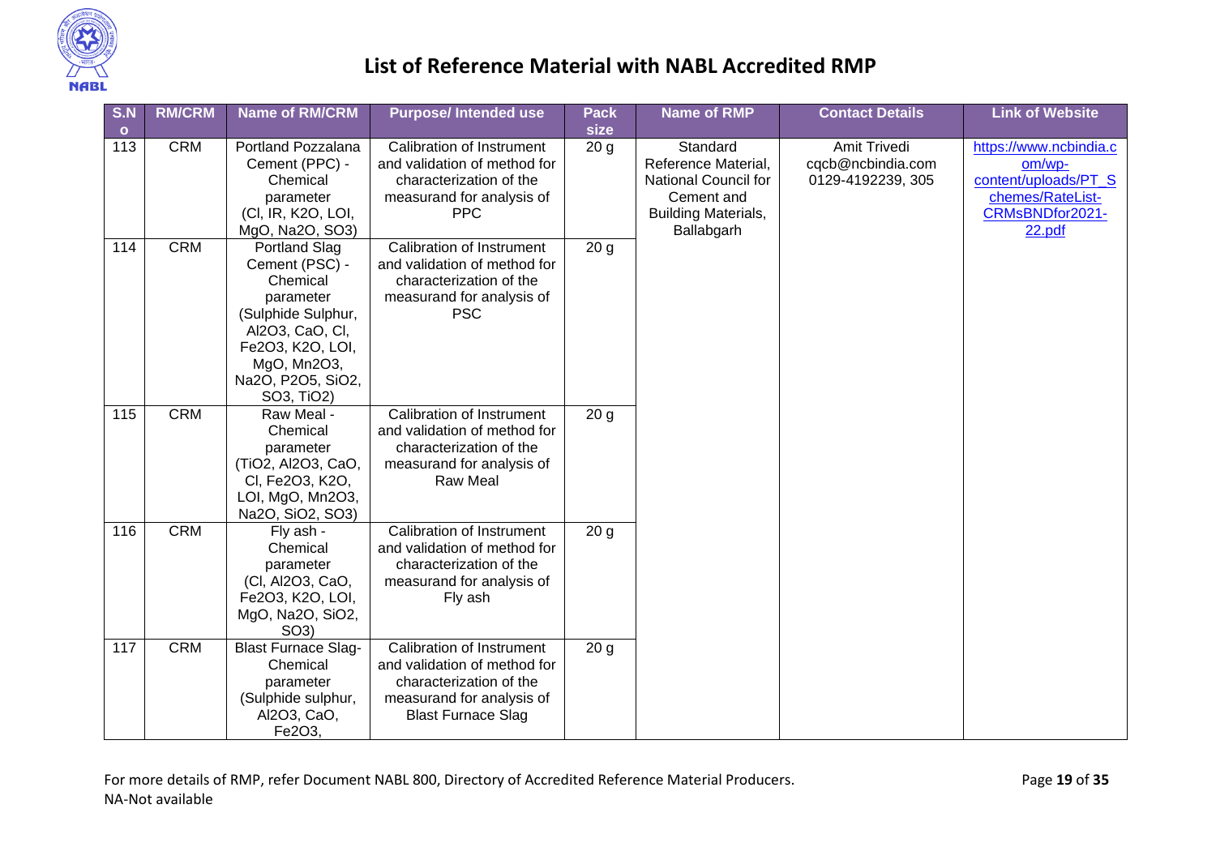# List of Reference Material with NABL Accredited RMP

| S.No | RM/CRM | Name of RM/CRM | Purpose/ Intended use | Pack size | Name of RMP | Contact Details | Link of Website |
|---|---|---|---|---|---|---|---|
| 113 | CRM | Portland Pozzalana Cement (PPC) - Chemical parameter (Cl, IR, $K_2O$, LOI, MgO, $Na_2O$, $SO_3$) | Calibration of Instrument and validation of method for characterization of the measurand for analysis of PPC | 20 g | Standard Reference Material, National Council for Cement and Building Materials, Ballabgarh | Amit Trivedi cqcb@ncbindia.com 0129-4192239, 305 | https://www.ncbindia.com/wp-content/uploads/PT_Schemes/RateList-CRMsBNDfor2021-22.pdf |
| 114 | CRM | Portland Slag Cement (PSC) - Chemical parameter (Sulphide Sulphur, $Al_2O_3$, CaO, Cl, $Fe_2O_3$, $K_2O$, LOI, MgO, $Mn_2O_3$, $Na_2O$, $P_2O_5$, $SiO_2$, $SO_3$, $TiO_2$) | Calibration of Instrument and validation of method for characterization of the measurand for analysis of PSC | 20 g | | | |
| 115 | CRM | Raw Meal - Chemical parameter ($TiO_2$, $Al_2O_3$, CaO, Cl, $Fe_2O_3$, $K_2O$, LOI, MgO, $Mn_2O_3$, $Na_2O$, $SiO_2$, $SO_3$) | Calibration of Instrument and validation of method for characterization of the measurand for analysis of Raw Meal | 20 g | | | |
| 116 | CRM | Fly ash - Chemical parameter (Cl, $Al_2O_3$, CaO, $Fe_2O_3$, $K_2O$, LOI, MgO, $Na_2O$, $SiO_2$, $SO_3$) | Calibration of Instrument and validation of method for characterization of the measurand for analysis of Fly ash | 20 g | | | |
| 117 | CRM | Blast Furnace Slag- Chemical parameter (Sulphide sulphur, $Al_2O_3$, CaO, $Fe_2O_3$, | Calibration of Instrument and validation of method for characterization of the measurand for analysis of Blast Furnace Slag | 20 g | | | |

For more details of RMP, refer Document NABL 800, Directory of Accredited Reference Material Producers.
NA-Not available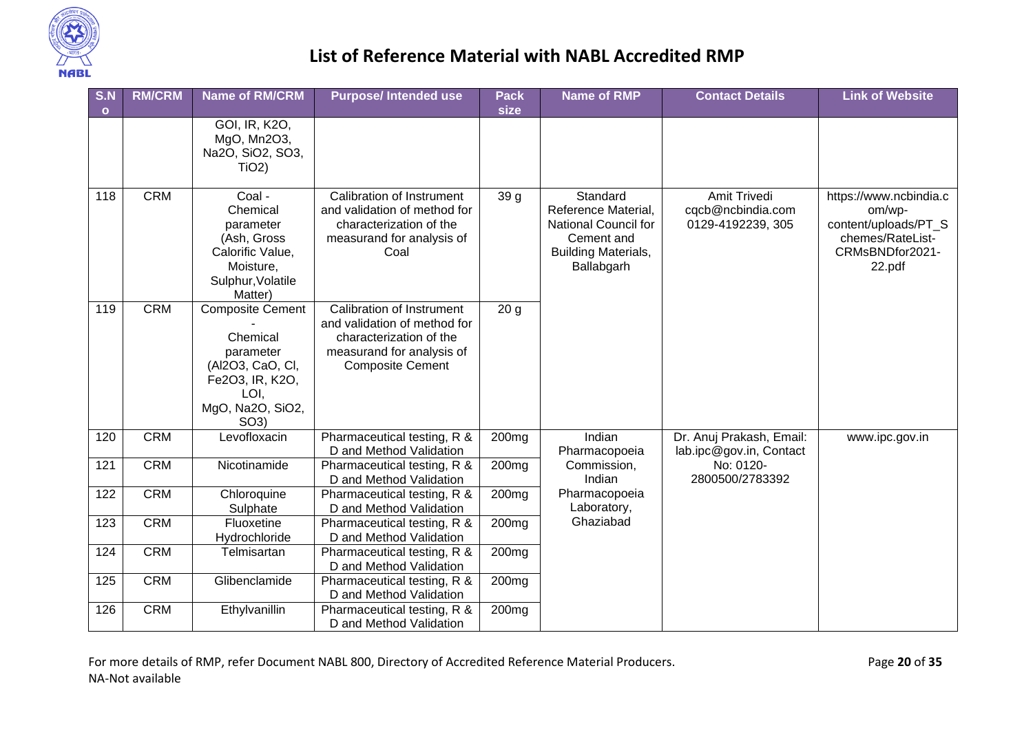# List of Reference Material with NABL Accredited RMP

| S.No | RM/CRM | Name of RM/CRM | Purpose/ Intended use | Pack size | Name of RMP | Contact Details | Link of Website |
|---|---|---|---|---|---|---|---|
| | | GOI, IR, $K_2O$, MgO, $Mn_2O_3$, $Na_2O$, $SiO_2$, $SO_3$, $TiO_2$) | | | | | |
| 118 | CRM | Coal - Chemical parameter (Ash, Gross Calorific Value, Moisture, Sulphur,Volatile Matter) | Calibration of Instrument and validation of method for characterization of the measurand for analysis of Coal | 39 g | Standard Reference Material, National Council for Cement and Building Materials, Ballabgarh | Amit Trivedi cqcb@ncbindia.com 0129-4192239, 305 | https://www.ncbindia.com/wp-content/uploads/PT_Schemes/RateList-CRMsBNDfor2021-22.pdf |
| 119 | CRM | Composite Cement - Chemical parameter ($Al_2O_3$, CaO, Cl, $Fe_2O_3$, IR, $K_2O$, LOI, MgO, $Na_2O$, $SiO_2$, $SO_3$) | Calibration of Instrument and validation of method for characterization of the measurand for analysis of Composite Cement | 20 g | | | |
| 120 | CRM | Levofloxacin | Pharmaceutical testing, R & D and Method Validation | 200mg | Indian Pharmacopoeia Commission, Indian Pharmacopoeia Laboratory, Ghaziabad | Dr. Anuj Prakash, Email: lab.ipc@gov.in, Contact No: 0120-2800500/2783392 | www.ipc.gov.in |
| 121 | CRM | Nicotinamide | Pharmaceutical testing, R & D and Method Validation | 200mg | | | |
| 122 | CRM | Chloroquine Sulphate | Pharmaceutical testing, R & D and Method Validation | 200mg | | | |
| 123 | CRM | Fluoxetine Hydrochloride | Pharmaceutical testing, R & D and Method Validation | 200mg | | | |
| 124 | CRM | Telmisartan | Pharmaceutical testing, R & D and Method Validation | 200mg | | | |
| 125 | CRM | Glibenclamide | Pharmaceutical testing, R & D and Method Validation | 200mg | | | |
| 126 | CRM | Ethylvanillin | Pharmaceutical testing, R & D and Method Validation | 200mg | | | |

For more details of RMP, refer Document NABL 800, Directory of Accredited Reference Material Producers.

NA-Not available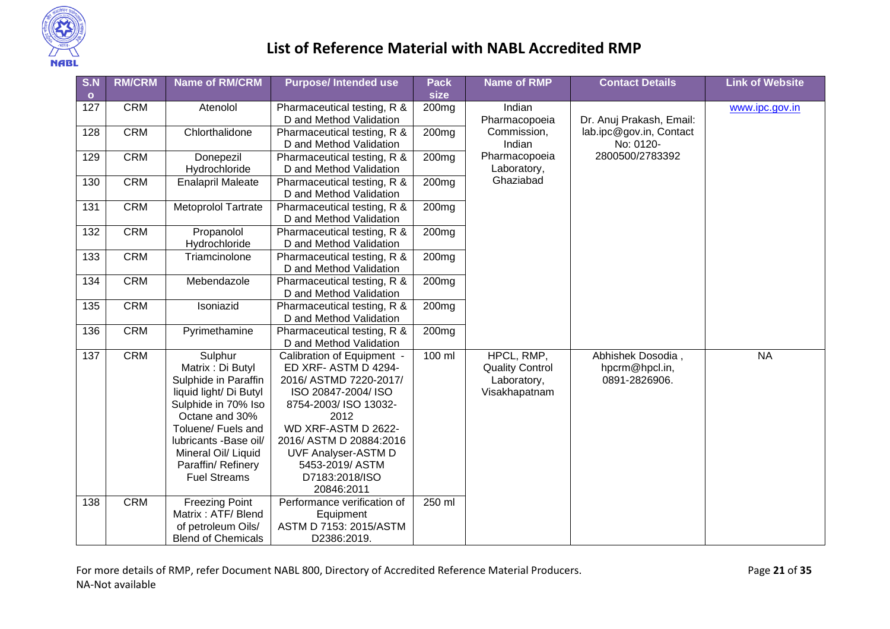# List of Reference Material with NABL Accredited RMP

| S.No | RM/CRM | Name of RM/CRM | Purpose/ Intended use | Pack size | Name of RMP | Contact Details | Link of Website |
|---|---|---|---|---|---|---|---|
| 127 | CRM | Atenolol | Pharmaceutical testing, R & D and Method Validation | 200mg | Indian Pharmacopoeia Commission, Indian Pharmacopoeia Laboratory, Ghaziabad | Dr. Anuj Prakash, Email: lab.ipc@gov.in, Contact No: 0120-2800500/2783392 | www.ipc.gov.in |
| 128 | CRM | Chlorthalidone | Pharmaceutical testing, R & D and Method Validation | 200mg | | | |
| 129 | CRM | Donepezil Hydrochloride | Pharmaceutical testing, R & D and Method Validation | 200mg | | | |
| 130 | CRM | Enalapril Maleate | Pharmaceutical testing, R & D and Method Validation | 200mg | | | |
| 131 | CRM | Metoprolol Tartrate | Pharmaceutical testing, R & D and Method Validation | 200mg | | | |
| 132 | CRM | Propanolol Hydrochloride | Pharmaceutical testing, R & D and Method Validation | 200mg | | | |
| 133 | CRM | Triamcinolone | Pharmaceutical testing, R & D and Method Validation | 200mg | | | |
| 134 | CRM | Mebendazole | Pharmaceutical testing, R & D and Method Validation | 200mg | | | |
| 135 | CRM | Isoniazid | Pharmaceutical testing, R & D and Method Validation | 200mg | | | |
| 136 | CRM | Pyrimethamine | Pharmaceutical testing, R & D and Method Validation | 200mg | | | |
| 137 | CRM | Sulphur Matrix : Di Butyl Sulphide in Paraffin liquid light/ Di Butyl Sulphide in 70% Iso Octane and 30% Toluene/ Fuels and lubricants -Base oil/ Mineral Oil/ Liquid Paraffin/ Refinery Fuel Streams | Calibration of Equipment - ED XRF- ASTM D 4294-2016/ ASTMD 7220-2017/ ISO 20847-2004/ ISO 8754-2003/ ISO 13032-2012 WD XRF-ASTM D 2622-2016/ ASTM D 20884:2016 UVF Analyser-ASTM D 5453-2019/ ASTM D7183:2018/ISO 20846:2011 | 100 ml | HPCL, RMP, Quality Control Laboratory, Visakhapatnam | Abhishek Dosodia , hpcrm@hpcl.in, 0891-2826906. | NA |
| 138 | CRM | Freezing Point Matrix : ATF/ Blend of petroleum Oils/ Blend of Chemicals | Performance verification of Equipment ASTM D 7153: 2015/ASTM D2386:2019. | 250 ml | | | |

For more details of RMP, refer Document NABL 800, Directory of Accredited Reference Material Producers.
NA-Not available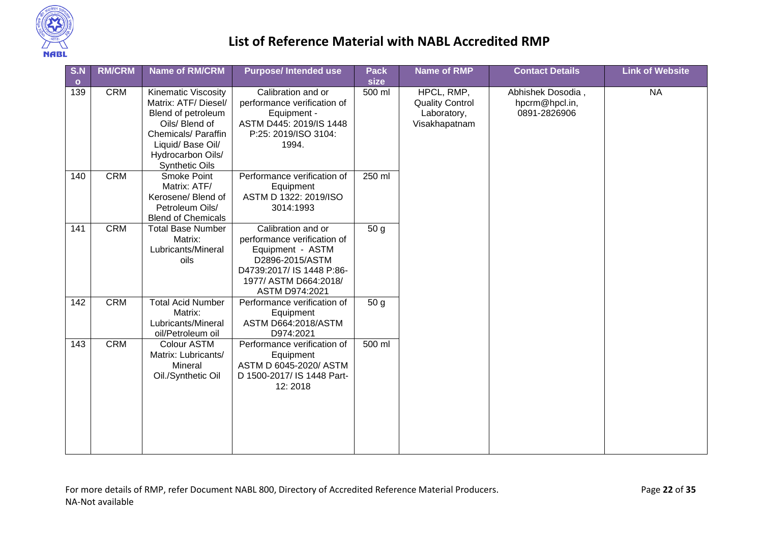# List of Reference Material with NABL Accredited RMP

| S.No | RM/CRM | Name of RM/CRM | Purpose/ Intended use | Pack size | Name of RMP | Contact Details | Link of Website |
|---|---|---|---|---|---|---|---|
| 139 | CRM | Kinematic Viscosity Matrix: ATF/ Diesel/ Blend of petroleum Oils/ Blend of Chemicals/ Paraffin Liquid/ Base Oil/ Hydrocarbon Oils/ Synthetic Oils | Calibration and or performance verification of Equipment - ASTM D445: 2019/IS 1448 P:25: 2019/ISO 3104: 1994. | 500 ml | HPCL, RMP, Quality Control Laboratory, Visakhapatnam | Abhishek Dosodia , hpcrm@hpcl.in, 0891-2826906 | NA |
| 140 | CRM | Smoke Point Matrix: ATF/ Kerosene/ Blend of Petroleum Oils/ Blend of Chemicals | Performance verification of Equipment ASTM D 1322: 2019/ISO 3014:1993 | 250 ml | | | |
| 141 | CRM | Total Base Number Matrix: Lubricants/Mineral oils | Calibration and or performance verification of Equipment - ASTM D2896-2015/ASTM D4739:2017/ IS 1448 P:86-1977/ ASTM D664:2018/ ASTM D974:2021 | 50 g | | | |
| 142 | CRM | Total Acid Number Matrix: Lubricants/Mineral oil/Petroleum oil | Performance verification of Equipment ASTM D664:2018/ASTM D974:2021 | 50 g | | | |
| 143 | CRM | Colour ASTM Matrix: Lubricants/ Mineral Oil./Synthetic Oil | Performance verification of Equipment ASTM D 6045-2020/ ASTM D 1500-2017/ IS 1448 Part-12: 2018 | 500 ml | | | |

For more details of RMP, refer Document NABL 800, Directory of Accredited Reference Material Producers.
NA-Not available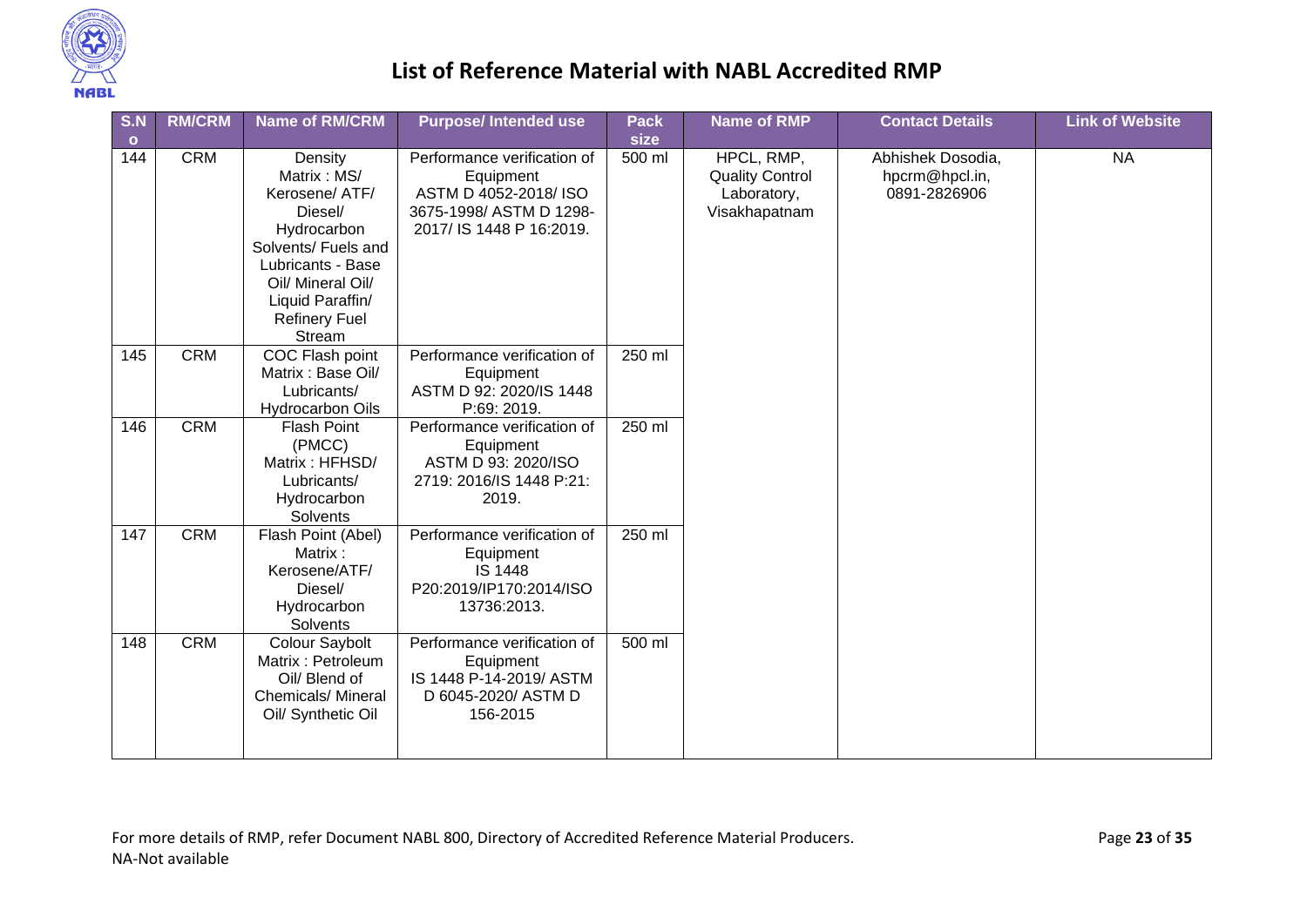# List of Reference Material with NABL Accredited RMP

| S.No | RM/CRM | Name of RM/CRM | Purpose/ Intended use | Pack size | Name of RMP | Contact Details | Link of Website |
|---|---|---|---|---|---|---|---|
| 144 | CRM | Density Matrix : MS/ Kerosene/ ATF/ Diesel/ Hydrocarbon Solvents/ Fuels and Lubricants - Base Oil/ Mineral Oil/ Liquid Paraffin/ Refinery Fuel Stream | Performance verification of Equipment ASTM D 4052-2018/ ISO 3675-1998/ ASTM D 1298-2017/ IS 1448 P 16:2019. | 500 ml | HPCL, RMP, Quality Control Laboratory, Visakhapatnam | Abhishek Dosodia, hpcrm@hpcl.in, 0891-2826906 | NA |
| 145 | CRM | COC Flash point Matrix : Base Oil/ Lubricants/ Hydrocarbon Oils | Performance verification of Equipment ASTM D 92: 2020/IS 1448 P:69: 2019. | 250 ml | | | |
| 146 | CRM | Flash Point (PMCC) Matrix : HFHSD/ Lubricants/ Hydrocarbon Solvents | Performance verification of Equipment ASTM D 93: 2020/ISO 2719: 2016/IS 1448 P:21: 2019. | 250 ml | | | |
| 147 | CRM | Flash Point (Abel) Matrix : Kerosene/ATF/ Diesel/ Hydrocarbon Solvents | Performance verification of Equipment IS 1448 P20:2019/IP170:2014/ISO 13736:2013. | 250 ml | | | |
| 148 | CRM | Colour Saybolt Matrix : Petroleum Oil/ Blend of Chemicals/ Mineral Oil/ Synthetic Oil | Performance verification of Equipment IS 1448 P-14-2019/ ASTM D 6045-2020/ ASTM D 156-2015 | 500 ml | | | |

For more details of RMP, refer Document NABL 800, Directory of Accredited Reference Material Producers.

NA-Not available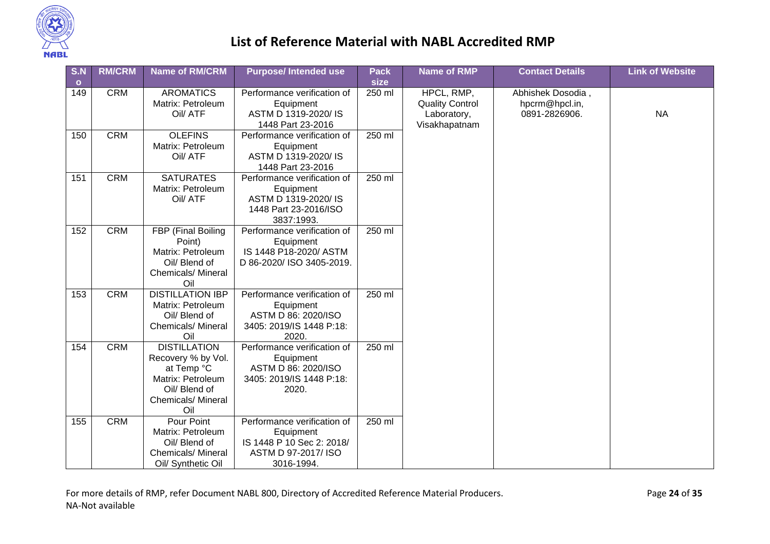# List of Reference Material with NABL Accredited RMP

| S.No | RM/CRM | Name of RM/CRM | Purpose/ Intended use | Pack size | Name of RMP | Contact Details | Link of Website |
|---|---|---|---|---|---|---|---|
| 149 | CRM | AROMATICS Matrix: Petroleum Oil/ ATF | Performance verification of Equipment ASTM D 1319-2020/ IS 1448 Part 23-2016 | 250 ml | HPCL, RMP, Quality Control Laboratory, Visakhapatnam | Abhishek Dosodia , hpcrm@hpcl.in, 0891-2826906. | NA |
| 150 | CRM | OLEFINS Matrix: Petroleum Oil/ ATF | Performance verification of Equipment ASTM D 1319-2020/ IS 1448 Part 23-2016 | 250 ml | | | |
| 151 | CRM | SATURATES Matrix: Petroleum Oil/ ATF | Performance verification of Equipment ASTM D 1319-2020/ IS 1448 Part 23-2016/ISO 3837:1993. | 250 ml | | | |
| 152 | CRM | FBP (Final Boiling Point) Matrix: Petroleum Oil/ Blend of Chemicals/ Mineral Oil | Performance verification of Equipment IS 1448 P18-2020/ ASTM D 86-2020/ ISO 3405-2019. | 250 ml | | | |
| 153 | CRM | DISTILLATION IBP Matrix: Petroleum Oil/ Blend of Chemicals/ Mineral Oil | Performance verification of Equipment ASTM D 86: 2020/ISO 3405: 2019/IS 1448 P:18: 2020. | 250 ml | | | |
| 154 | CRM | DISTILLATION Recovery % by Vol. at Temp °C Matrix: Petroleum Oil/ Blend of Chemicals/ Mineral Oil | Performance verification of Equipment ASTM D 86: 2020/ISO 3405: 2019/IS 1448 P:18: 2020. | 250 ml | | | |
| 155 | CRM | Pour Point Matrix: Petroleum Oil/ Blend of Chemicals/ Mineral Oil/ Synthetic Oil | Performance verification of Equipment IS 1448 P 10 Sec 2: 2018/ ASTM D 97-2017/ ISO 3016-1994. | 250 ml | | | |

For more details of RMP, refer Document NABL 800, Directory of Accredited Reference Material Producers.
NA-Not available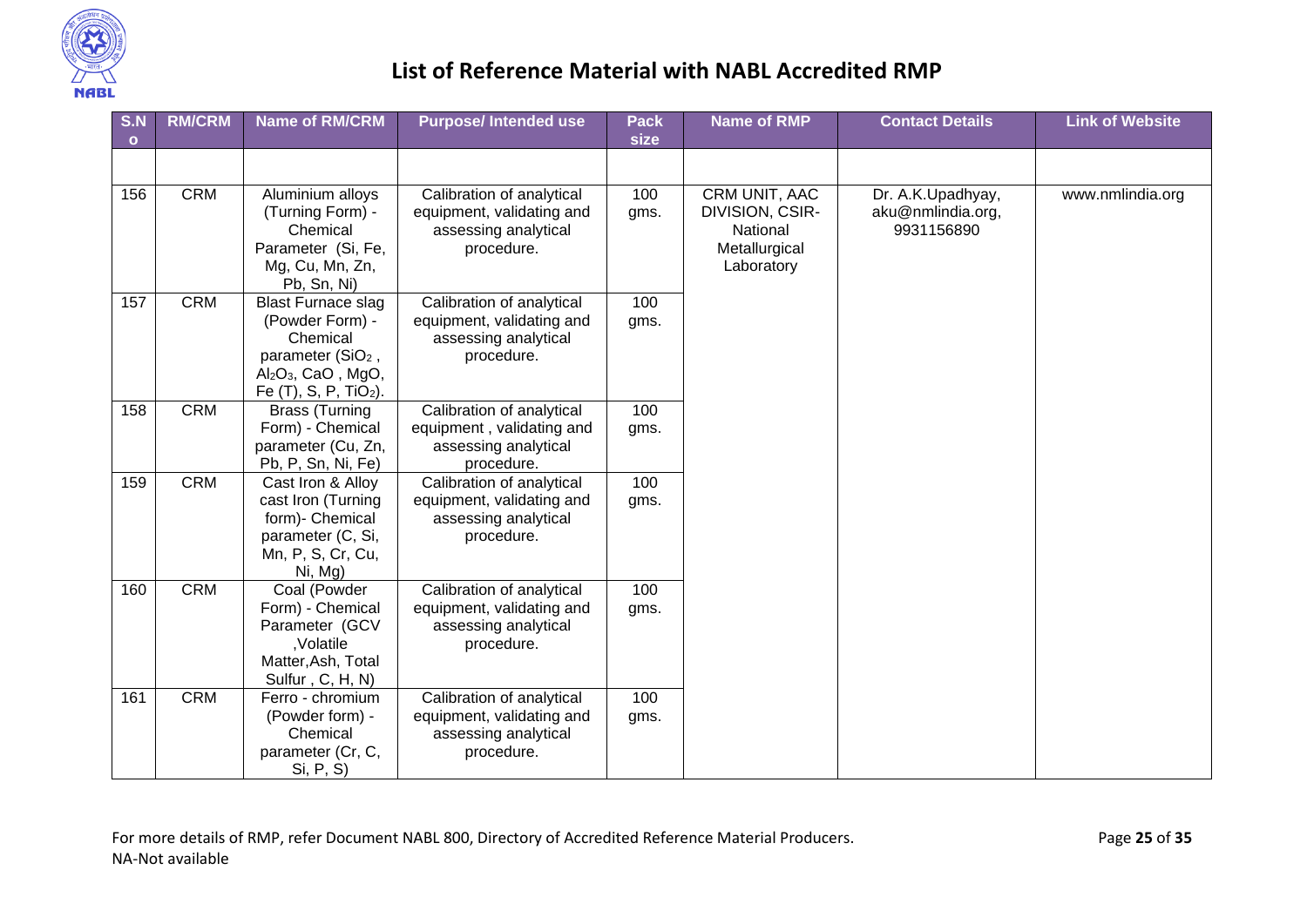# List of Reference Material with NABL Accredited RMP

| S.No | RM/CRM | Name of RM/CRM | Purpose/ Intended use | Pack size | Name of RMP | Contact Details | Link of Website |
|---|---|---|---|---|---|---|---|
| | | | | | | | |
| 156 | CRM | Aluminium alloys (Turning Form) - Chemical Parameter (Si, Fe, Mg, Cu, Mn, Zn, Pb, Sn, Ni) | Calibration of analytical equipment, validating and assessing analytical procedure. | 100 gms. | CRM UNIT, AAC DIVISION, CSIR-National Metallurgical Laboratory | Dr. A.K.Upadhyay, aku@nmlindia.org, 9931156890 | www.nmlindia.org |
| 157 | CRM | Blast Furnace slag (Powder Form) - Chemical parameter ($SiO_2$, $Al_2O_3$, CaO, MgO, Fe (T), S, P, $TiO_2$). | Calibration of analytical equipment, validating and assessing analytical procedure. | 100 gms. | | | |
| 158 | CRM | Brass (Turning Form) - Chemical parameter (Cu, Zn, Pb, P, Sn, Ni, Fe) | Calibration of analytical equipment , validating and assessing analytical procedure. | 100 gms. | | | |
| 159 | CRM | Cast Iron & Alloy cast Iron (Turning form)- Chemical parameter (C, Si, Mn, P, S, Cr, Cu, Ni, Mg) | Calibration of analytical equipment, validating and assessing analytical procedure. | 100 gms. | | | |
| 160 | CRM | Coal (Powder Form) - Chemical Parameter (GCV ,Volatile Matter,Ash, Total Sulfur , C, H, N) | Calibration of analytical equipment, validating and assessing analytical procedure. | 100 gms. | | | |
| 161 | CRM | Ferro - chromium (Powder form) - Chemical parameter (Cr, C, Si, P, S) | Calibration of analytical equipment, validating and assessing analytical procedure. | 100 gms. | | | |

For more details of RMP, refer Document NABL 800, Directory of Accredited Reference Material Producers.
NA-Not available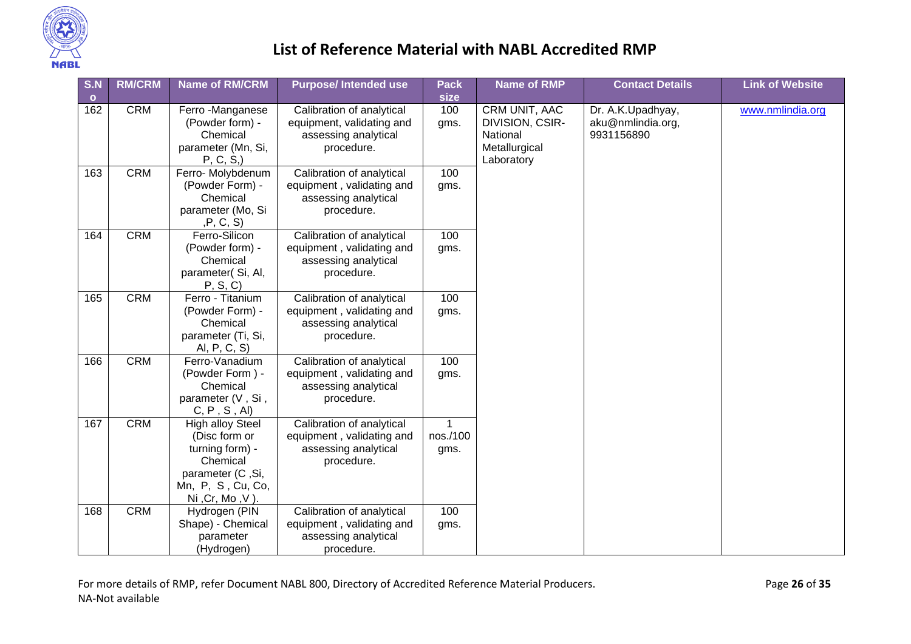# List of Reference Material with NABL Accredited RMP

| S.No | RM/CRM | Name of RM/CRM | Purpose/ Intended use | Pack size | Name of RMP | Contact Details | Link of Website |
|---|---|---|---|---|---|---|---|
| 162 | CRM | Ferro -Manganese (Powder form) - Chemical parameter (Mn, Si, P, C, S,) | Calibration of analytical equipment, validating and assessing analytical procedure. | 100 gms. | CRM UNIT, AAC DIVISION, CSIR-National Metallurgical Laboratory | Dr. A.K.Upadhyay, aku@nmlindia.org, 9931156890 | www.nmlindia.org |
| 163 | CRM | Ferro- Molybdenum (Powder Form) - Chemical parameter (Mo, Si ,P, C, S) | Calibration of analytical equipment , validating and assessing analytical procedure. | 100 gms. | | | |
| 164 | CRM | Ferro-Silicon (Powder form) - Chemical parameter( Si, Al, P, S, C) | Calibration of analytical equipment , validating and assessing analytical procedure. | 100 gms. | | | |
| 165 | CRM | Ferro - Titanium (Powder Form) - Chemical parameter (Ti, Si, Al, P, C, S) | Calibration of analytical equipment , validating and assessing analytical procedure. | 100 gms. | | | |
| 166 | CRM | Ferro-Vanadium (Powder Form ) - Chemical parameter (V , Si , C, P , S , Al) | Calibration of analytical equipment , validating and assessing analytical procedure. | 100 gms. | | | |
| 167 | CRM | High alloy Steel (Disc form or turning form) - Chemical parameter (C ,Si, Mn, P, S , Cu, Co, Ni ,Cr, Mo ,V ). | Calibration of analytical equipment , validating and assessing analytical procedure. | 1 nos./100 gms. | | | |
| 168 | CRM | Hydrogen (PIN Shape) - Chemical parameter (Hydrogen) | Calibration of analytical equipment , validating and assessing analytical procedure. | 100 gms. | | | |

For more details of RMP, refer Document NABL 800, Directory of Accredited Reference Material Producers.
NA-Not available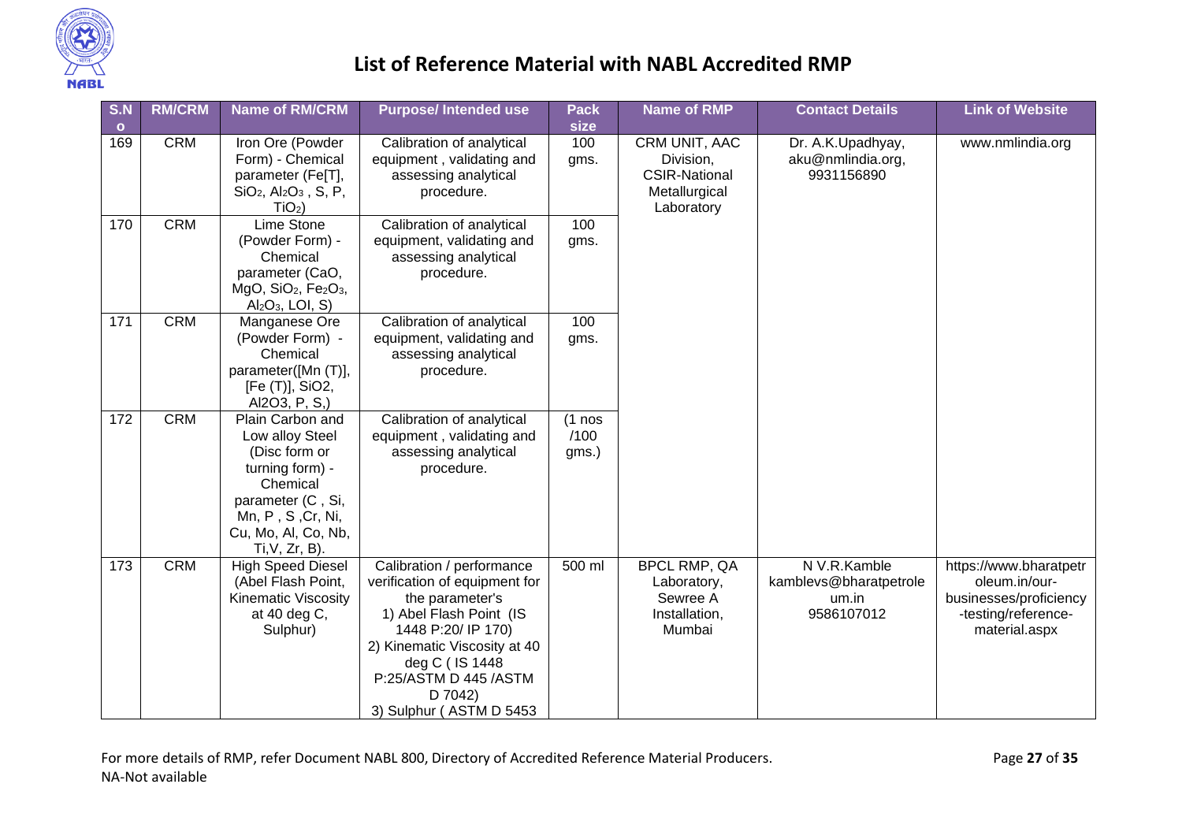# List of Reference Material with NABL Accredited RMP

| S.No | RM/CRM | Name of RM/CRM | Purpose/ Intended use | Pack size | Name of RMP | Contact Details | Link of Website |
|---|---|---|---|---|---|---|---|
| 169 | CRM | Iron Ore (Powder Form) - Chemical parameter (Fe[T], $SiO_2$, $Al_2O_3$ , S, P, $TiO_2$) | Calibration of analytical equipment , validating and assessing analytical procedure. | 100 gms. | CRM UNIT, AAC Division, CSIR-National Metallurgical Laboratory | Dr. A.K.Upadhyay, aku@nmlindia.org, 9931156890 | www.nmlindia.org |
| 170 | CRM | Lime Stone (Powder Form) - Chemical parameter (CaO, MgO, $SiO_2$, $Fe_2O_3$, $Al_2O_3$, LOI, S) | Calibration of analytical equipment, validating and assessing analytical procedure. | 100 gms. | | | |
| 171 | CRM | Manganese Ore (Powder Form) - Chemical parameter([Mn (T)], [Fe (T)], SiO2, Al2O3, P, S,) | Calibration of analytical equipment, validating and assessing analytical procedure. | 100 gms. | | | |
| 172 | CRM | Plain Carbon and Low alloy Steel (Disc form or turning form) - Chemical parameter (C , Si, Mn, P , S ,Cr, Ni, Cu, Mo, Al, Co, Nb, Ti,V, Zr, B). | Calibration of analytical equipment , validating and assessing analytical procedure. | (1 nos /100 gms.) | | | |
| 173 | CRM | High Speed Diesel (Abel Flash Point, Kinematic Viscosity at 40 deg C, Sulphur) | Calibration / performance verification of equipment for the parameter's 1) Abel Flash Point (IS 1448 P:20/ IP 170) 2) Kinematic Viscosity at 40 deg C ( IS 1448 P:25/ASTM D 445 /ASTM D 7042) 3) Sulphur ( ASTM D 5453 | 500 ml | BPCL RMP, QA Laboratory, Sewree A Installation, Mumbai | N V.R.Kamble kamblevs@bharatpetroleum.in 9586107012 | https://www.bharatpetroleum.in/our-businesses/proficiency-testing/reference-material.aspx |

For more details of RMP, refer Document NABL 800, Directory of Accredited Reference Material Producers.

NA-Not available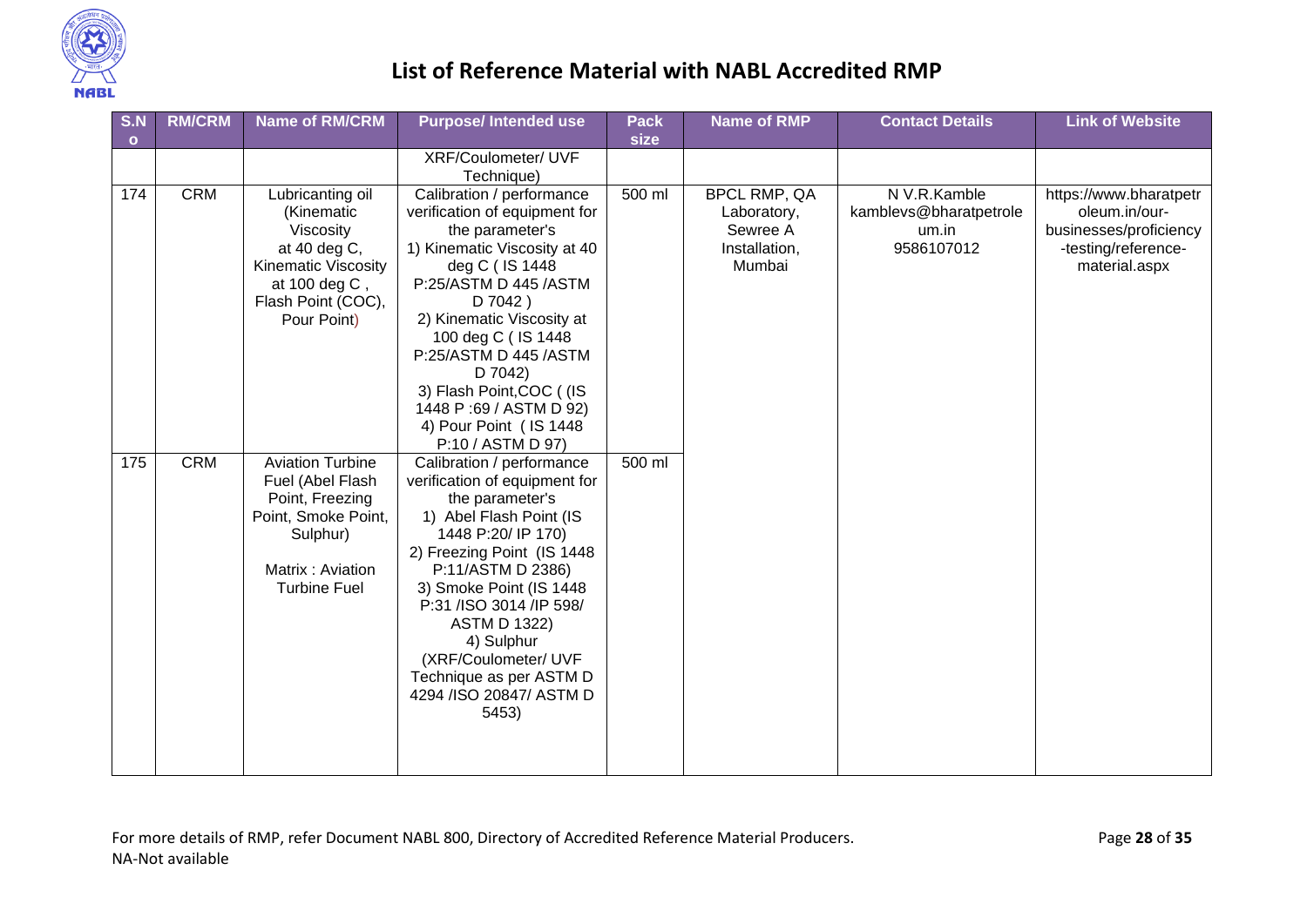# List of Reference Material with NABL Accredited RMP

| S.No | RM/CRM | Name of RM/CRM | Purpose/ Intended use | Pack size | Name of RMP | Contact Details | Link of Website |
|---|---|---|---|---|---|---|---|
| | | | XRF/Coulometer/ UVF Technique) | | | | |
| 174 | CRM | Lubricanting oil (Kinematic Viscosity at 40 deg C, Kinematic Viscosity at 100 deg C , Flash Point (COC), Pour Point) | Calibration / performance verification of equipment for the parameter's 1) Kinematic Viscosity at 40 deg C ( IS 1448 P:25/ASTM D 445 /ASTM D 7042 ) 2) Kinematic Viscosity at 100 deg C ( IS 1448 P:25/ASTM D 445 /ASTM D 7042) 3) Flash Point,COC ( (IS 1448 P :69 / ASTM D 92) 4) Pour Point ( IS 1448 P:10 / ASTM D 97) | 500 ml | BPCL RMP, QA Laboratory, Sewree A Installation, Mumbai | N V.R.Kamble kamblevs@bharatpetroleum.in 9586107012 | https://www.bharatpetroleum.in/our-businesses/proficiency-testing/reference-material.aspx |
| 175 | CRM | Aviation Turbine Fuel (Abel Flash Point, Freezing Point, Smoke Point, Sulphur) Matrix : Aviation Turbine Fuel | Calibration / performance verification of equipment for the parameter's 1) Abel Flash Point (IS 1448 P:20/ IP 170) 2) Freezing Point (IS 1448 P:11/ASTM D 2386) 3) Smoke Point (IS 1448 P:31 /ISO 3014 /IP 598/ ASTM D 1322) 4) Sulphur (XRF/Coulometer/ UVF Technique as per ASTM D 4294 /ISO 20847/ ASTM D 5453) | 500 ml | | | |

For more details of RMP, refer Document NABL 800, Directory of Accredited Reference Material Producers.

NA-Not available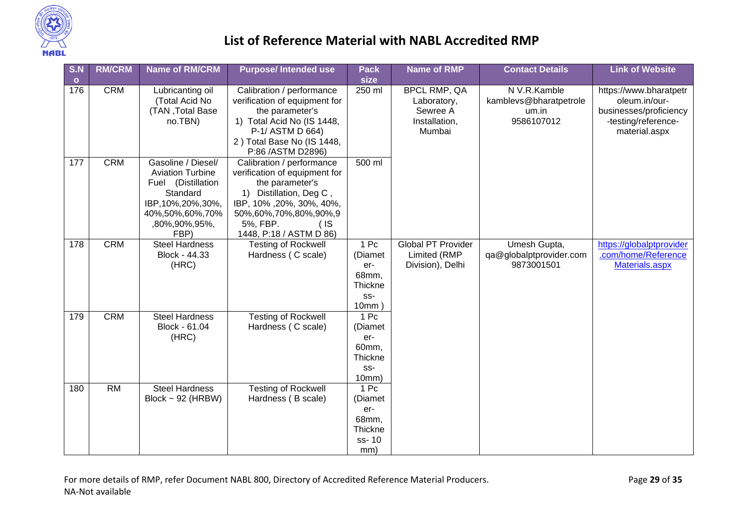# List of Reference Material with NABL Accredited RMP

| S.No | RM/CRM | Name of RM/CRM | Purpose/ Intended use | Pack size | Name of RMP | Contact Details | Link of Website |
|---|---|---|---|---|---|---|---|
| 176 | CRM | Lubricanting oil (Total Acid No (TAN ,Total Base no.TBN) | Calibration / performance verification of equipment for the parameter's 1) Total Acid No (IS 1448, P-1/ ASTM D 664) 2 ) Total Base No (IS 1448, P:86 /ASTM D2896) | 250 ml | BPCL RMP, QA Laboratory, Sewree A Installation, Mumbai | N V.R.Kamble kamblevs@bharatpetroleum.in 9586107012 | https://www.bharatpetroleum.in/our-businesses/proficiency-testing/reference-material.aspx |
| 177 | CRM | Gasoline / Diesel/ Aviation Turbine Fuel (Distillation Standard IBP,10%,20%,30%, 40%,50%,60%,70% ,80%,90%,95%, FBP) | Calibration / performance verification of equipment for the parameter's 1) Distillation, Deg C , IBP, 10% ,20%, 30%, 40%, 50%,60%,70%,80%,90%,95%, FBP. (IS 1448, P:18 / ASTM D 86) | 500 ml | | | |
| 178 | CRM | Steel Hardness Block - 44.33 (HRC) | Testing of Rockwell Hardness ( C scale) | 1 Pc (Diameter-68mm, Thickness-10mm ) | Global PT Provider Limited (RMP Division), Delhi | Umesh Gupta, qa@globalptprovider.com 9873001501 | https://globalptprovider.com/home/ReferenceMaterials.aspx |
| 179 | CRM | Steel Hardness Block - 61.04 (HRC) | Testing of Rockwell Hardness ( C scale) | 1 Pc (Diameter-60mm, Thickness-10mm) | | | |
| 180 | RM | Steel Hardness Block ~ 92 (HRBW) | Testing of Rockwell Hardness ( B scale) | 1 Pc (Diameter-68mm, Thickness- 10 mm) | | | |

For more details of RMP, refer Document NABL 800, Directory of Accredited Reference Material Producers.
NA-Not available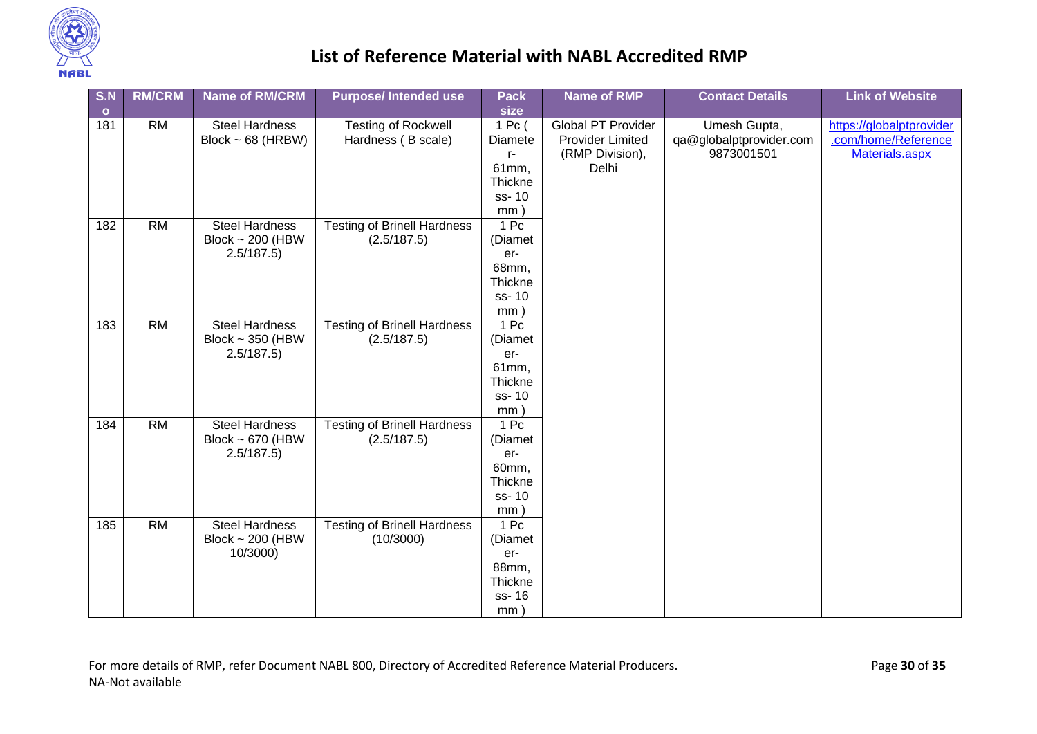# List of Reference Material with NABL Accredited RMP

| S.No | RM/CRM | Name of RM/CRM | Purpose/ Intended use | Pack size | Name of RMP | Contact Details | Link of Website |
|---|---|---|---|---|---|---|---|
| 181 | RM | Steel Hardness Block ~ 68 (HRBW) | Testing of Rockwell Hardness ( B scale) | 1 Pc ( Diameter- 61mm, Thickness- 10 mm ) | Global PT Provider Provider Limited (RMP Division), Delhi | Umesh Gupta, qa@globalptprovider.com 9873001501 | https://globalptprovider.com/home/ReferenceMaterials.aspx |
| 182 | RM | Steel Hardness Block ~ 200 (HBW 2.5/187.5) | Testing of Brinell Hardness (2.5/187.5) | 1 Pc (Diameter- 68mm, Thickness- 10 mm ) | | | |
| 183 | RM | Steel Hardness Block ~ 350 (HBW 2.5/187.5) | Testing of Brinell Hardness (2.5/187.5) | 1 Pc (Diameter- 61mm, Thickness- 10 mm ) | | | |
| 184 | RM | Steel Hardness Block ~ 670 (HBW 2.5/187.5) | Testing of Brinell Hardness (2.5/187.5) | 1 Pc (Diameter- 60mm, Thickness- 10 mm ) | | | |
| 185 | RM | Steel Hardness Block ~ 200 (HBW 10/3000) | Testing of Brinell Hardness (10/3000) | 1 Pc (Diameter- 88mm, Thickness- 16 mm ) | | | |

For more details of RMP, refer Document NABL 800, Directory of Accredited Reference Material Producers.

NA-Not available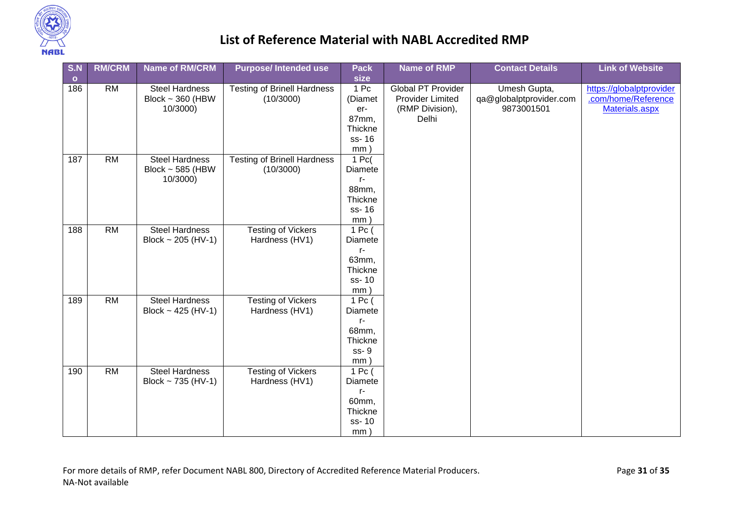# List of Reference Material with NABL Accredited RMP

| S.No | RM/CRM | Name of RM/CRM | Purpose/ Intended use | Pack size | Name of RMP | Contact Details | Link of Website |
|---|---|---|---|---|---|---|---|
| 186 | RM | Steel Hardness Block ~ 360 (HBW 10/3000) | Testing of Brinell Hardness (10/3000) | 1 Pc (Diameter-87mm, Thickness- 16 mm ) | Global PT Provider Provider Limited (RMP Division), Delhi | Umesh Gupta, qa@globalptprovider.com 9873001501 | https://globalptprovider.com/home/ReferenceMaterials.aspx |
| 187 | RM | Steel Hardness Block ~ 585 (HBW 10/3000) | Testing of Brinell Hardness (10/3000) | 1 Pc( Diameter-88mm, Thickness- 16 mm ) | | | |
| 188 | RM | Steel Hardness Block ~ 205 (HV-1) | Testing of Vickers Hardness (HV1) | 1 Pc ( Diameter-63mm, Thickness- 10 mm ) | | | |
| 189 | RM | Steel Hardness Block ~ 425 (HV-1) | Testing of Vickers Hardness (HV1) | 1 Pc ( Diameter-68mm, Thickness- 9 mm ) | | | |
| 190 | RM | Steel Hardness Block ~ 735 (HV-1) | Testing of Vickers Hardness (HV1) | 1 Pc ( Diameter-60mm, Thickness- 10 mm ) | | | |

For more details of RMP, refer Document NABL 800, Directory of Accredited Reference Material Producers.
NA-Not available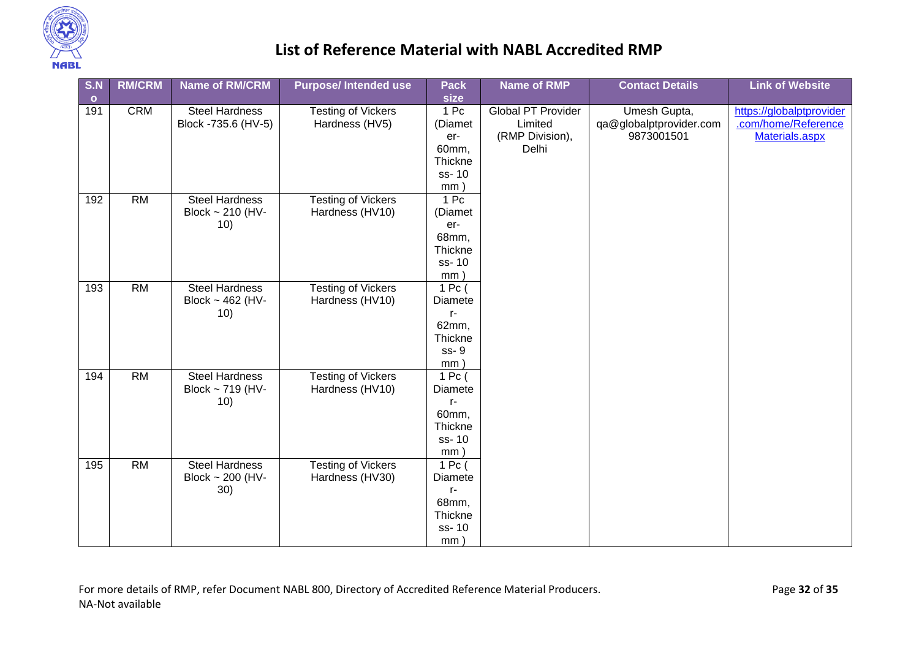# List of Reference Material with NABL Accredited RMP

| S.No | RM/CRM | Name of RM/CRM | Purpose/ Intended use | Pack size | Name of RMP | Contact Details | Link of Website |
|---|---|---|---|---|---|---|---|
| 191 | CRM | Steel Hardness Block -735.6 (HV-5) | Testing of Vickers Hardness (HV5) | 1 Pc (Diameter- 60mm, Thickness- 10 mm ) | Global PT Provider Limited (RMP Division), Delhi | Umesh Gupta, qa@globalptprovider.com 9873001501 | https://globalptprovider.com/home/ReferenceMaterials.aspx |
| 192 | RM | Steel Hardness Block ~ 210 (HV-10) | Testing of Vickers Hardness (HV10) | 1 Pc (Diameter- 68mm, Thickness- 10 mm ) | | | |
| 193 | RM | Steel Hardness Block ~ 462 (HV-10) | Testing of Vickers Hardness (HV10) | 1 Pc ( Diameter- 62mm, Thickness- 9 mm ) | | | |
| 194 | RM | Steel Hardness Block ~ 719 (HV-10) | Testing of Vickers Hardness (HV10) | 1 Pc ( Diameter- 60mm, Thickness- 10 mm ) | | | |
| 195 | RM | Steel Hardness Block ~ 200 (HV-30) | Testing of Vickers Hardness (HV30) | 1 Pc ( Diameter- 68mm, Thickness- 10 mm ) | | | |

For more details of RMP, refer Document NABL 800, Directory of Accredited Reference Material Producers.
NA-Not available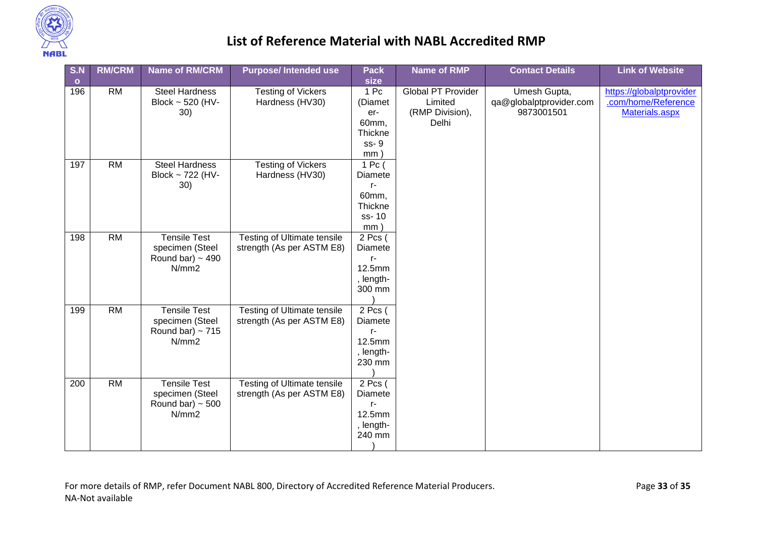# List of Reference Material with NABL Accredited RMP

| S.No | RM/CRM | Name of RM/CRM | Purpose/ Intended use | Pack size | Name of RMP | Contact Details | Link of Website |
|---|---|---|---|---|---|---|---|
| 196 | RM | Steel Hardness Block ~ 520 (HV-30) | Testing of Vickers Hardness (HV30) | 1 Pc (Diameter-60mm, Thickness- 9 mm ) | Global PT Provider Limited (RMP Division), Delhi | Umesh Gupta, qa@globalptprovider.com 9873001501 | https://globalptprovider.com/home/ReferenceMaterials.aspx |
| 197 | RM | Steel Hardness Block ~ 722 (HV-30) | Testing of Vickers Hardness (HV30) | 1 Pc ( Diameter-60mm, Thickness- 10 mm ) | | | |
| 198 | RM | Tensile Test specimen (Steel Round bar) ~ 490 N/mm2 | Testing of Ultimate tensile strength (As per ASTM E8) | 2 Pcs ( Diameter-12.5mm , length- 300 mm ) | | | |
| 199 | RM | Tensile Test specimen (Steel Round bar) ~ 715 N/mm2 | Testing of Ultimate tensile strength (As per ASTM E8) | 2 Pcs ( Diameter-12.5mm , length- 230 mm ) | | | |
| 200 | RM | Tensile Test specimen (Steel Round bar) ~ 500 N/mm2 | Testing of Ultimate tensile strength (As per ASTM E8) | 2 Pcs ( Diameter-12.5mm , length- 240 mm ) | | | |

For more details of RMP, refer Document NABL 800, Directory of Accredited Reference Material Producers.

NA-Not available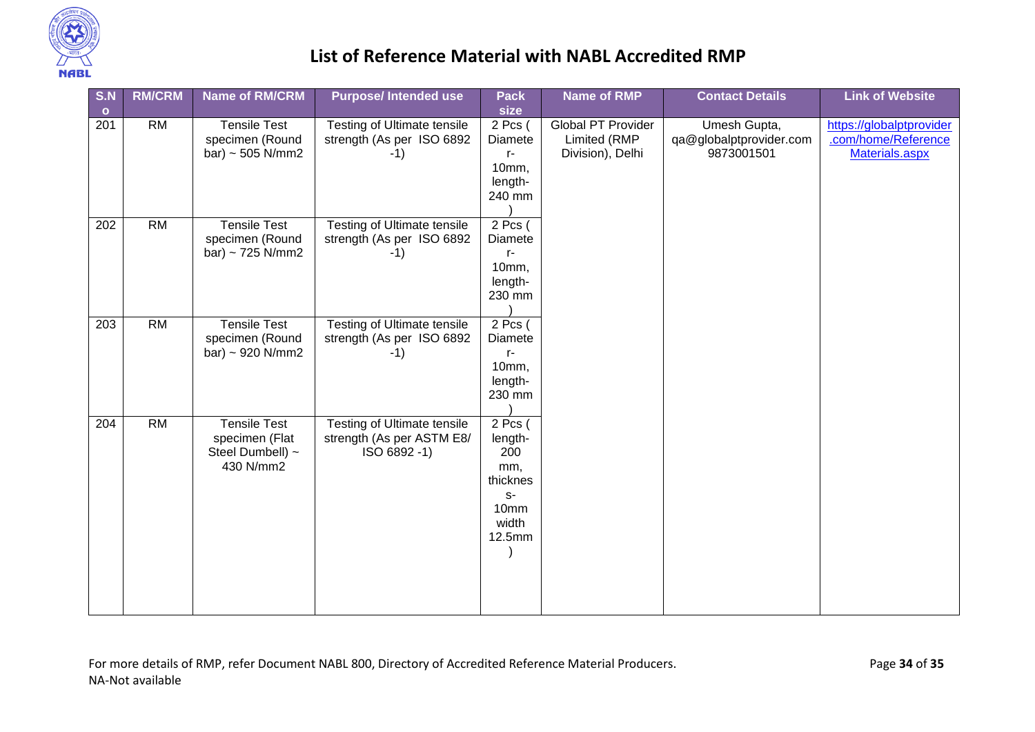# List of Reference Material with NABL Accredited RMP

| S.No | RM/CRM | Name of RM/CRM | Purpose/ Intended use | Pack size | Name of RMP | Contact Details | Link of Website |
|---|---|---|---|---|---|---|---|
| 201 | RM | Tensile Test specimen (Round bar) ~ 505 N/mm2 | Testing of Ultimate tensile strength (As per ISO 6892 -1) | 2 Pcs ( Diameter- 10mm, length- 240 mm ) | Global PT Provider Limited (RMP Division), Delhi | Umesh Gupta, qa@globalptprovider.com 9873001501 | https://globalptprovider.com/home/ReferenceMaterials.aspx |
| 202 | RM | Tensile Test specimen (Round bar) ~ 725 N/mm2 | Testing of Ultimate tensile strength (As per ISO 6892 -1) | 2 Pcs ( Diameter- 10mm, length- 230 mm ) | | | |
| 203 | RM | Tensile Test specimen (Round bar) ~ 920 N/mm2 | Testing of Ultimate tensile strength (As per ISO 6892 -1) | 2 Pcs ( Diameter- 10mm, length- 230 mm ) | | | |
| 204 | RM | Tensile Test specimen (Flat Steel Dumbell) ~ 430 N/mm2 | Testing of Ultimate tensile strength (As per ASTM E8/ ISO 6892 -1) | 2 Pcs ( length- 200 mm, thickness- 10mm width 12.5mm ) | | | |

For more details of RMP, refer Document NABL 800, Directory of Accredited Reference Material Producers.

NA-Not available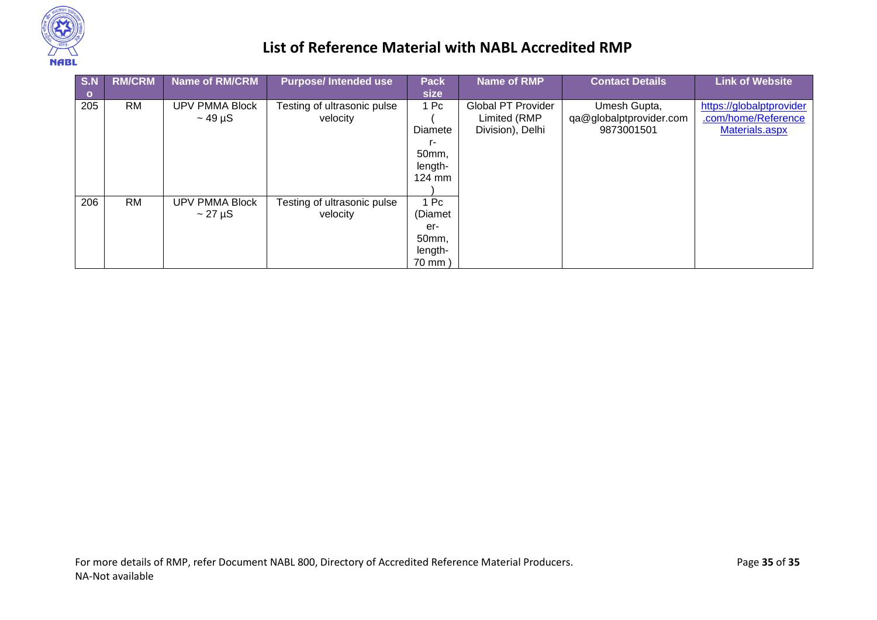# List of Reference Material with NABL Accredited RMP

| S.No | RM/CRM | Name of RM/CRM | Purpose/ Intended use | Pack size | Name of RMP | Contact Details | Link of Website |
|---|---|---|---|---|---|---|---|
| 205 | RM | UPV PMMA Block ~ 49 µS | Testing of ultrasonic pulse velocity | 1 Pc ( Diameter- 50mm, length- 124 mm ) | Global PT Provider Limited (RMP Division), Delhi | Umesh Gupta, qa@globalptprovider.com 9873001501 | https://globalptprovider.com/home/ReferenceMaterials.aspx |
| 206 | RM | UPV PMMA Block ~ 27 µS | Testing of ultrasonic pulse velocity | 1 Pc (Diameter- 50mm, length- 70 mm ) | | | |

For more details of RMP, refer Document NABL 800, Directory of Accredited Reference Material Producers.

NA-Not available